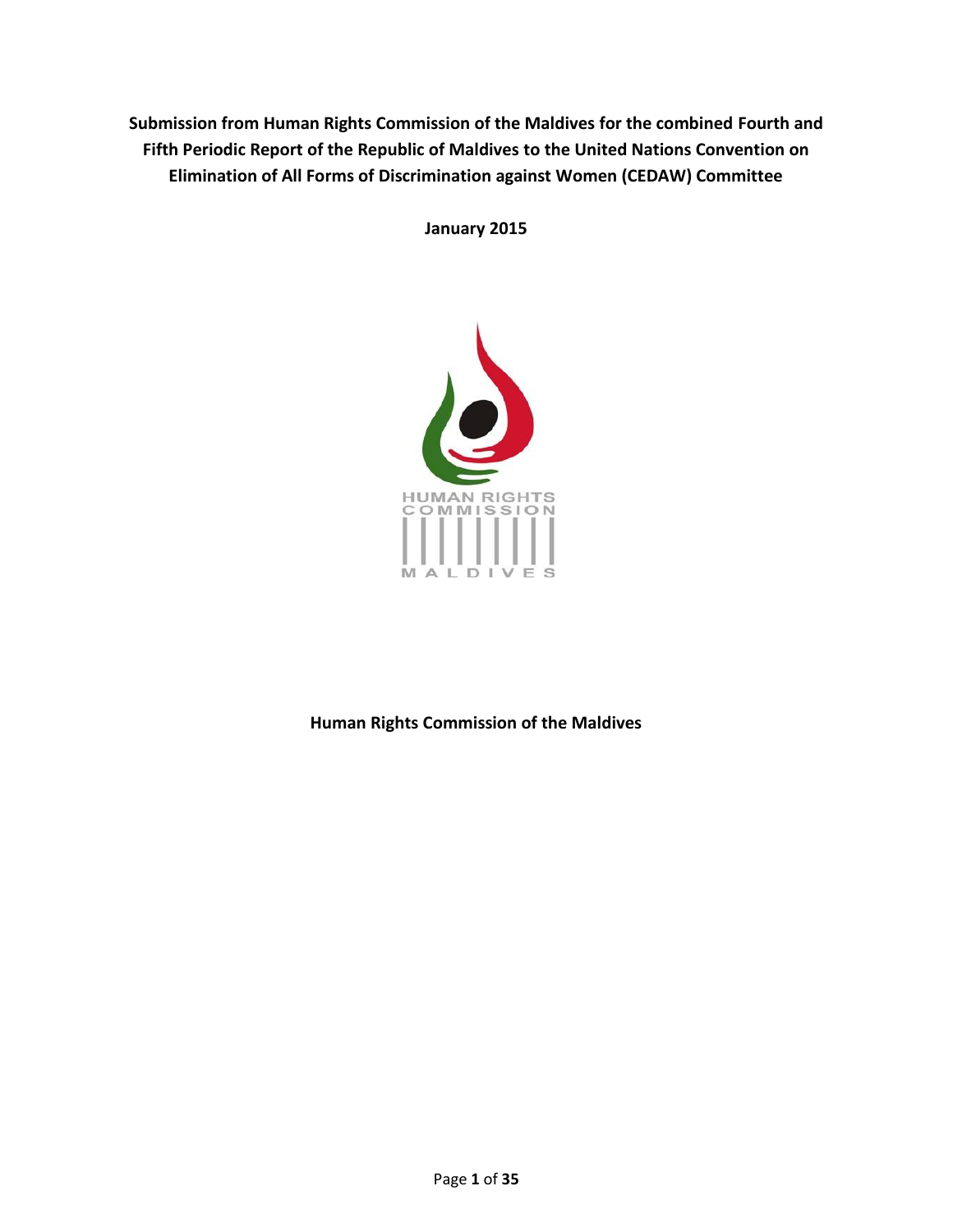**Submission from Human Rights Commission of the Maldives for the combined Fourth and Fifth Periodic Report of the Republic of Maldives to the United Nations Convention on Elimination of All Forms of Discrimination against Women (CEDAW) Committee**

**January 2015**

**Human Rights Commission of the Maldives**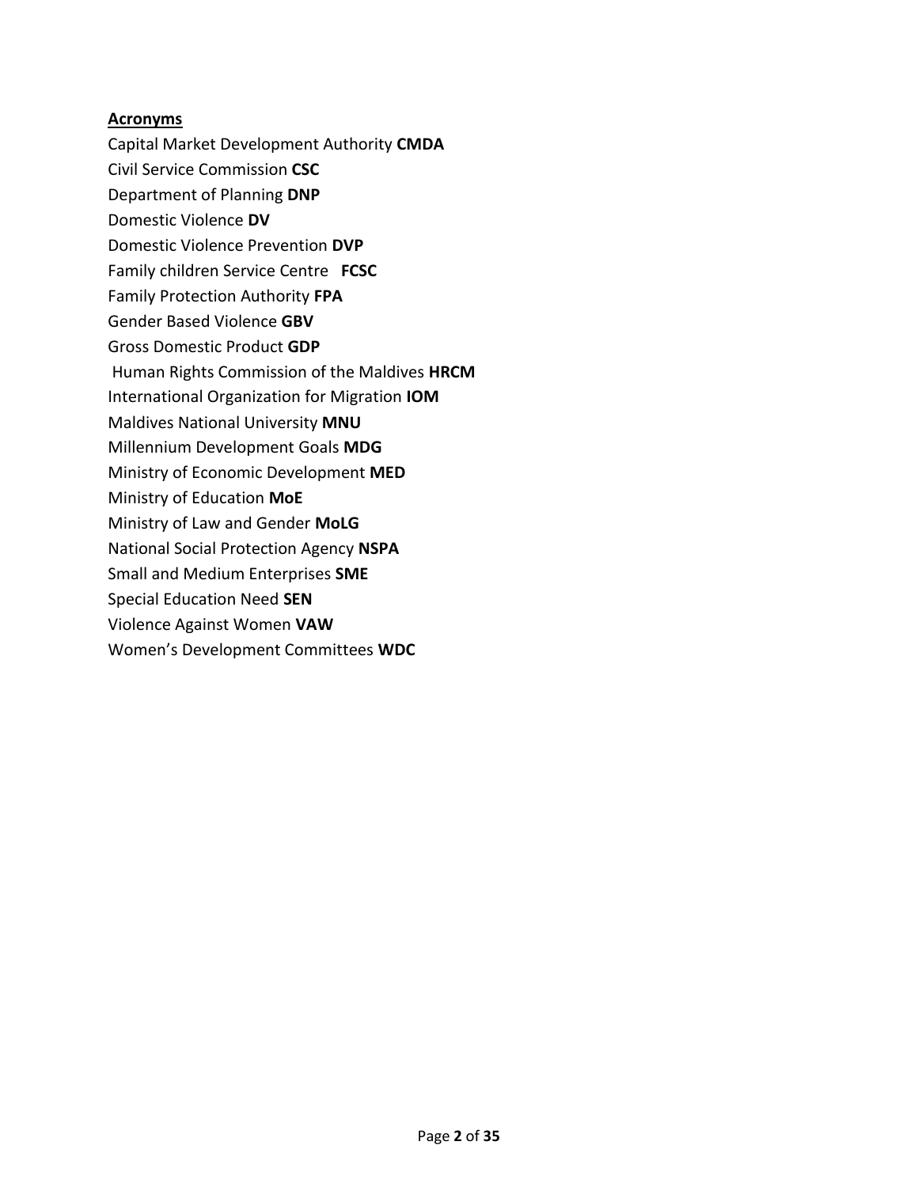## Acronyms

Capital Market Development Authority **CMDA**
Civil Service Commission **CSC**
Department of Planning **DNP**
Domestic Violence **DV**
Domestic Violence Prevention **DVP**
Family children Service Centre **FCSC**
Family Protection Authority **FPA**
Gender Based Violence **GBV**
Gross Domestic Product **GDP**
Human Rights Commission of the Maldives **HRCM**
International Organization for Migration **IOM**
Maldives National University **MNU**
Millennium Development Goals **MDG**
Ministry of Economic Development **MED**
Ministry of Education **MoE**
Ministry of Law and Gender **MoLG**
National Social Protection Agency **NSPA**
Small and Medium Enterprises **SME**
Special Education Need **SEN**
Violence Against Women **VAW**
Women's Development Committees **WDC**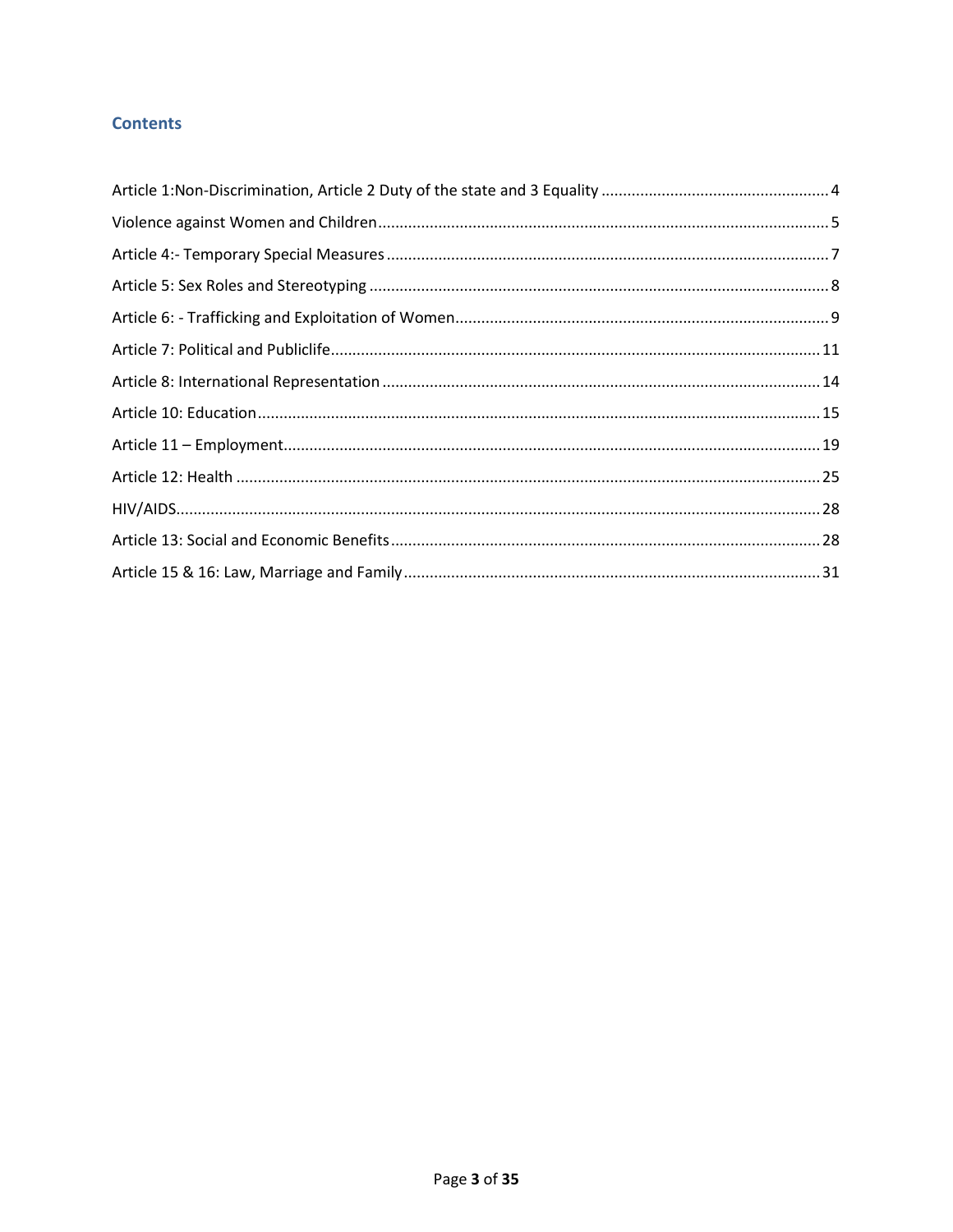## Contents

Article 1:Non-Discrimination, Article 2 Duty of the state and 3 Equality .......... 4

Violence against Women and Children .......... 5

Article 4:- Temporary Special Measures .......... 7

Article 5: Sex Roles and Stereotyping .......... 8

Article 6: - Trafficking and Exploitation of Women .......... 9

Article 7: Political and Publiclife .......... 11

Article 8: International Representation .......... 14

Article 10: Education .......... 15

Article 11 – Employment .......... 19

Article 12: Health .......... 25

HIV/AIDS .......... 28

Article 13: Social and Economic Benefits .......... 28

Article 15 & 16: Law, Marriage and Family .......... 31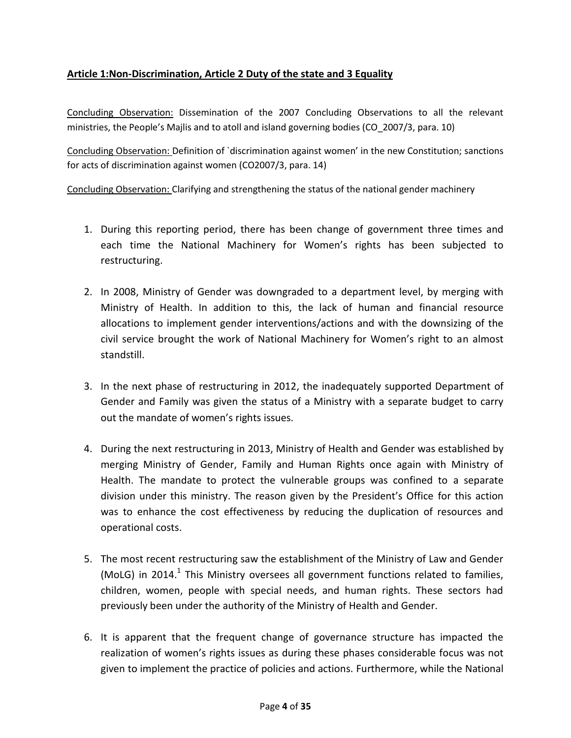**<u>Article 1:Non-Discrimination, Article 2 Duty of the state and 3 Equality</u>**

<u>Concluding Observation:</u> Dissemination of the 2007 Concluding Observations to all the relevant ministries, the People's Majlis and to atoll and island governing bodies (CO_2007/3, para. 10)

<u>Concluding Observation:</u> Definition of `discrimination against women' in the new Constitution; sanctions for acts of discrimination against women (CO2007/3, para. 14)

<u>Concluding Observation:</u> Clarifying and strengthening the status of the national gender machinery

1. During this reporting period, there has been change of government three times and each time the National Machinery for Women's rights has been subjected to restructuring.

2. In 2008, Ministry of Gender was downgraded to a department level, by merging with Ministry of Health. In addition to this, the lack of human and financial resource allocations to implement gender interventions/actions and with the downsizing of the civil service brought the work of National Machinery for Women's right to an almost standstill.

3. In the next phase of restructuring in 2012, the inadequately supported Department of Gender and Family was given the status of a Ministry with a separate budget to carry out the mandate of women's rights issues.

4. During the next restructuring in 2013, Ministry of Health and Gender was established by merging Ministry of Gender, Family and Human Rights once again with Ministry of Health. The mandate to protect the vulnerable groups was confined to a separate division under this ministry. The reason given by the President's Office for this action was to enhance the cost effectiveness by reducing the duplication of resources and operational costs.

5. The most recent restructuring saw the establishment of the Ministry of Law and Gender (MoLG) in 2014.[1] This Ministry oversees all government functions related to families, children, women, people with special needs, and human rights. These sectors had previously been under the authority of the Ministry of Health and Gender.

6. It is apparent that the frequent change of governance structure has impacted the realization of women's rights issues as during these phases considerable focus was not given to implement the practice of policies and actions. Furthermore, while the National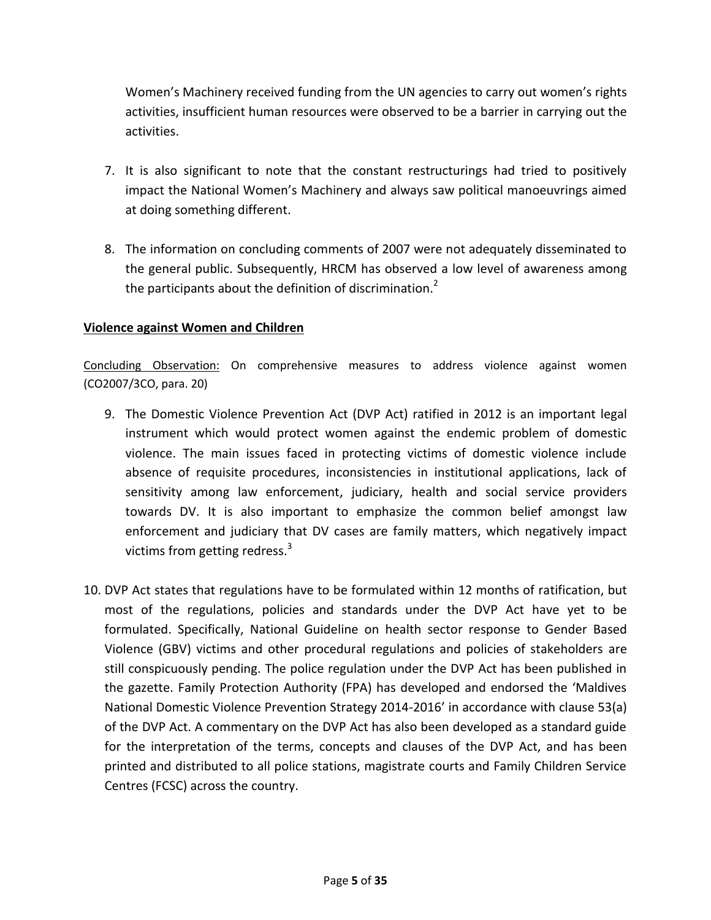Women's Machinery received funding from the UN agencies to carry out women's rights activities, insufficient human resources were observed to be a barrier in carrying out the activities.

7. It is also significant to note that the constant restructurings had tried to positively impact the National Women's Machinery and always saw political manoeuvrings aimed at doing something different.

8. The information on concluding comments of 2007 were not adequately disseminated to the general public. Subsequently, HRCM has observed a low level of awareness among the participants about the definition of discrimination.[2]

## Violence against Women and Children

Concluding Observation: On comprehensive measures to address violence against women (CO2007/3CO, para. 20)

9. The Domestic Violence Prevention Act (DVP Act) ratified in 2012 is an important legal instrument which would protect women against the endemic problem of domestic violence. The main issues faced in protecting victims of domestic violence include absence of requisite procedures, inconsistencies in institutional applications, lack of sensitivity among law enforcement, judiciary, health and social service providers towards DV. It is also important to emphasize the common belief amongst law enforcement and judiciary that DV cases are family matters, which negatively impact victims from getting redress.[3]

10. DVP Act states that regulations have to be formulated within 12 months of ratification, but most of the regulations, policies and standards under the DVP Act have yet to be formulated. Specifically, National Guideline on health sector response to Gender Based Violence (GBV) victims and other procedural regulations and policies of stakeholders are still conspicuously pending. The police regulation under the DVP Act has been published in the gazette. Family Protection Authority (FPA) has developed and endorsed the 'Maldives National Domestic Violence Prevention Strategy 2014-2016' in accordance with clause 53(a) of the DVP Act. A commentary on the DVP Act has also been developed as a standard guide for the interpretation of the terms, concepts and clauses of the DVP Act, and has been printed and distributed to all police stations, magistrate courts and Family Children Service Centres (FCSC) across the country.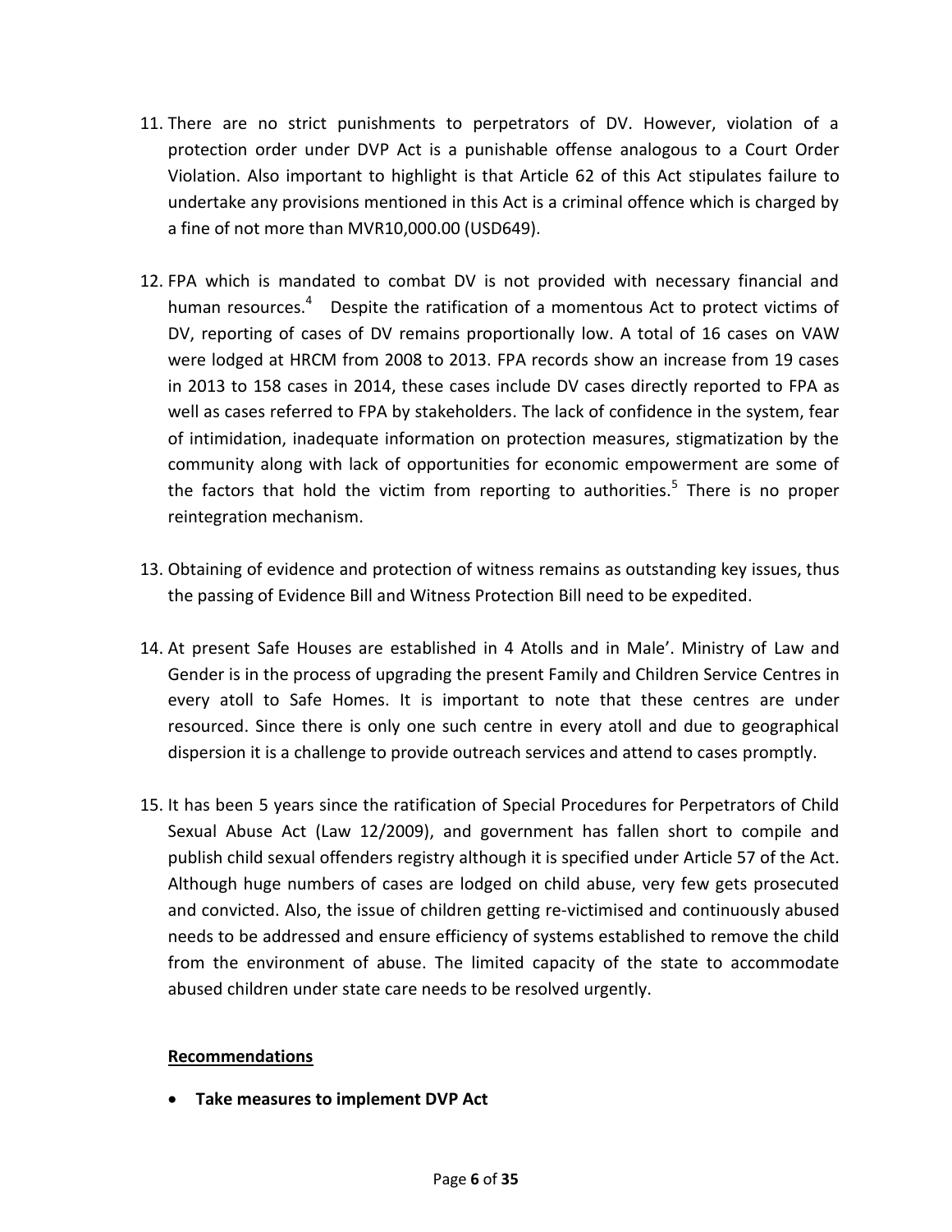11. There are no strict punishments to perpetrators of DV. However, violation of a protection order under DVP Act is a punishable offense analogous to a Court Order Violation. Also important to highlight is that Article 62 of this Act stipulates failure to undertake any provisions mentioned in this Act is a criminal offence which is charged by a fine of not more than MVR10,000.00 (USD649).

12. FPA which is mandated to combat DV is not provided with necessary financial and human resources.[4] Despite the ratification of a momentous Act to protect victims of DV, reporting of cases of DV remains proportionally low. A total of 16 cases on VAW were lodged at HRCM from 2008 to 2013. FPA records show an increase from 19 cases in 2013 to 158 cases in 2014, these cases include DV cases directly reported to FPA as well as cases referred to FPA by stakeholders. The lack of confidence in the system, fear of intimidation, inadequate information on protection measures, stigmatization by the community along with lack of opportunities for economic empowerment are some of the factors that hold the victim from reporting to authorities.[5] There is no proper reintegration mechanism.

13. Obtaining of evidence and protection of witness remains as outstanding key issues, thus the passing of Evidence Bill and Witness Protection Bill need to be expedited.

14. At present Safe Houses are established in 4 Atolls and in Male'. Ministry of Law and Gender is in the process of upgrading the present Family and Children Service Centres in every atoll to Safe Homes. It is important to note that these centres are under resourced. Since there is only one such centre in every atoll and due to geographical dispersion it is a challenge to provide outreach services and attend to cases promptly.

15. It has been 5 years since the ratification of Special Procedures for Perpetrators of Child Sexual Abuse Act (Law 12/2009), and government has fallen short to compile and publish child sexual offenders registry although it is specified under Article 57 of the Act. Although huge numbers of cases are lodged on child abuse, very few gets prosecuted and convicted. Also, the issue of children getting re-victimised and continuously abused needs to be addressed and ensure efficiency of systems established to remove the child from the environment of abuse. The limited capacity of the state to accommodate abused children under state care needs to be resolved urgently.

**<u>Recommendations</u>**

- **Take measures to implement DVP Act**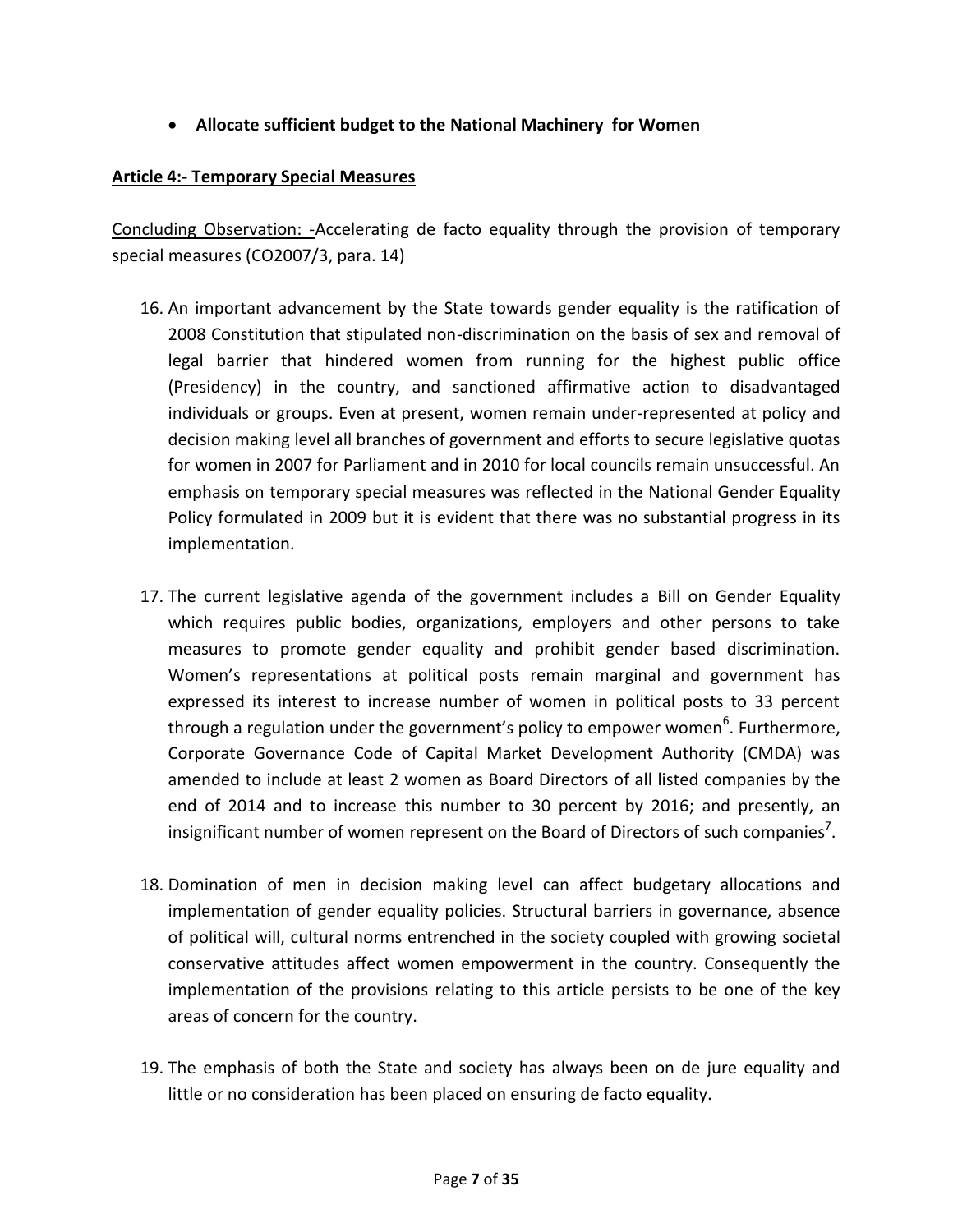- **Allocate sufficient budget to the National Machinery for Women**

**Article 4:- Temporary Special Measures**

Concluding Observation: -Accelerating de facto equality through the provision of temporary special measures (CO2007/3, para. 14)

16. An important advancement by the State towards gender equality is the ratification of 2008 Constitution that stipulated non-discrimination on the basis of sex and removal of legal barrier that hindered women from running for the highest public office (Presidency) in the country, and sanctioned affirmative action to disadvantaged individuals or groups. Even at present, women remain under-represented at policy and decision making level all branches of government and efforts to secure legislative quotas for women in 2007 for Parliament and in 2010 for local councils remain unsuccessful. An emphasis on temporary special measures was reflected in the National Gender Equality Policy formulated in 2009 but it is evident that there was no substantial progress in its implementation.

17. The current legislative agenda of the government includes a Bill on Gender Equality which requires public bodies, organizations, employers and other persons to take measures to promote gender equality and prohibit gender based discrimination. Women's representations at political posts remain marginal and government has expressed its interest to increase number of women in political posts to 33 percent through a regulation under the government's policy to empower women[6]. Furthermore, Corporate Governance Code of Capital Market Development Authority (CMDA) was amended to include at least 2 women as Board Directors of all listed companies by the end of 2014 and to increase this number to 30 percent by 2016; and presently, an insignificant number of women represent on the Board of Directors of such companies[7].

18. Domination of men in decision making level can affect budgetary allocations and implementation of gender equality policies. Structural barriers in governance, absence of political will, cultural norms entrenched in the society coupled with growing societal conservative attitudes affect women empowerment in the country. Consequently the implementation of the provisions relating to this article persists to be one of the key areas of concern for the country.

19. The emphasis of both the State and society has always been on de jure equality and little or no consideration has been placed on ensuring de facto equality.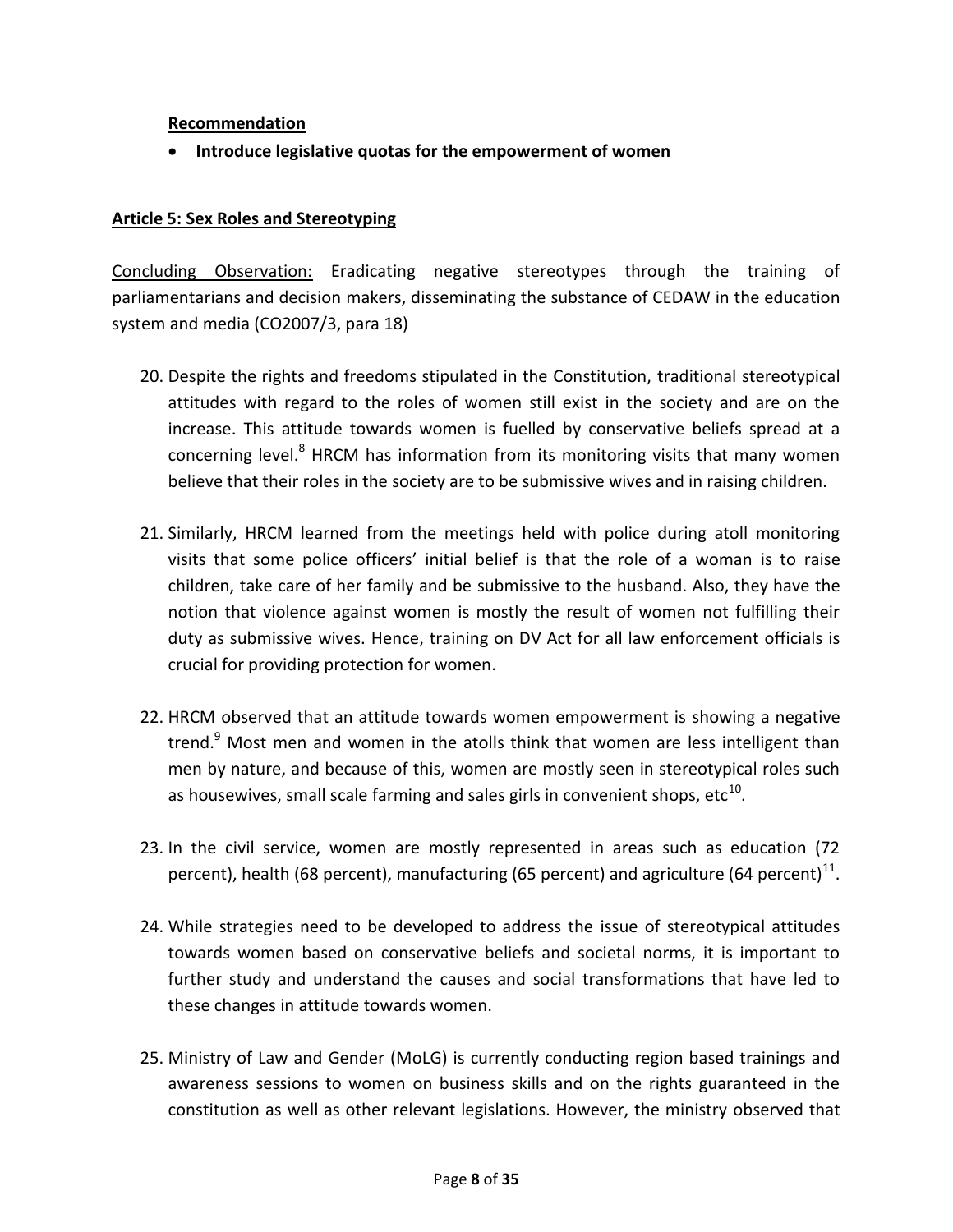**Recommendation**

- **Introduce legislative quotas for the empowerment of women**

**Article 5: Sex Roles and Stereotyping**

Concluding Observation: Eradicating negative stereotypes through the training of parliamentarians and decision makers, disseminating the substance of CEDAW in the education system and media (CO2007/3, para 18)

20. Despite the rights and freedoms stipulated in the Constitution, traditional stereotypical attitudes with regard to the roles of women still exist in the society and are on the increase. This attitude towards women is fuelled by conservative beliefs spread at a concerning level.[8] HRCM has information from its monitoring visits that many women believe that their roles in the society are to be submissive wives and in raising children.

21. Similarly, HRCM learned from the meetings held with police during atoll monitoring visits that some police officers' initial belief is that the role of a woman is to raise children, take care of her family and be submissive to the husband. Also, they have the notion that violence against women is mostly the result of women not fulfilling their duty as submissive wives. Hence, training on DV Act for all law enforcement officials is crucial for providing protection for women.

22. HRCM observed that an attitude towards women empowerment is showing a negative trend.[9] Most men and women in the atolls think that women are less intelligent than men by nature, and because of this, women are mostly seen in stereotypical roles such as housewives, small scale farming and sales girls in convenient shops, etc[10].

23. In the civil service, women are mostly represented in areas such as education (72 percent), health (68 percent), manufacturing (65 percent) and agriculture (64 percent)[11].

24. While strategies need to be developed to address the issue of stereotypical attitudes towards women based on conservative beliefs and societal norms, it is important to further study and understand the causes and social transformations that have led to these changes in attitude towards women.

25. Ministry of Law and Gender (MoLG) is currently conducting region based trainings and awareness sessions to women on business skills and on the rights guaranteed in the constitution as well as other relevant legislations. However, the ministry observed that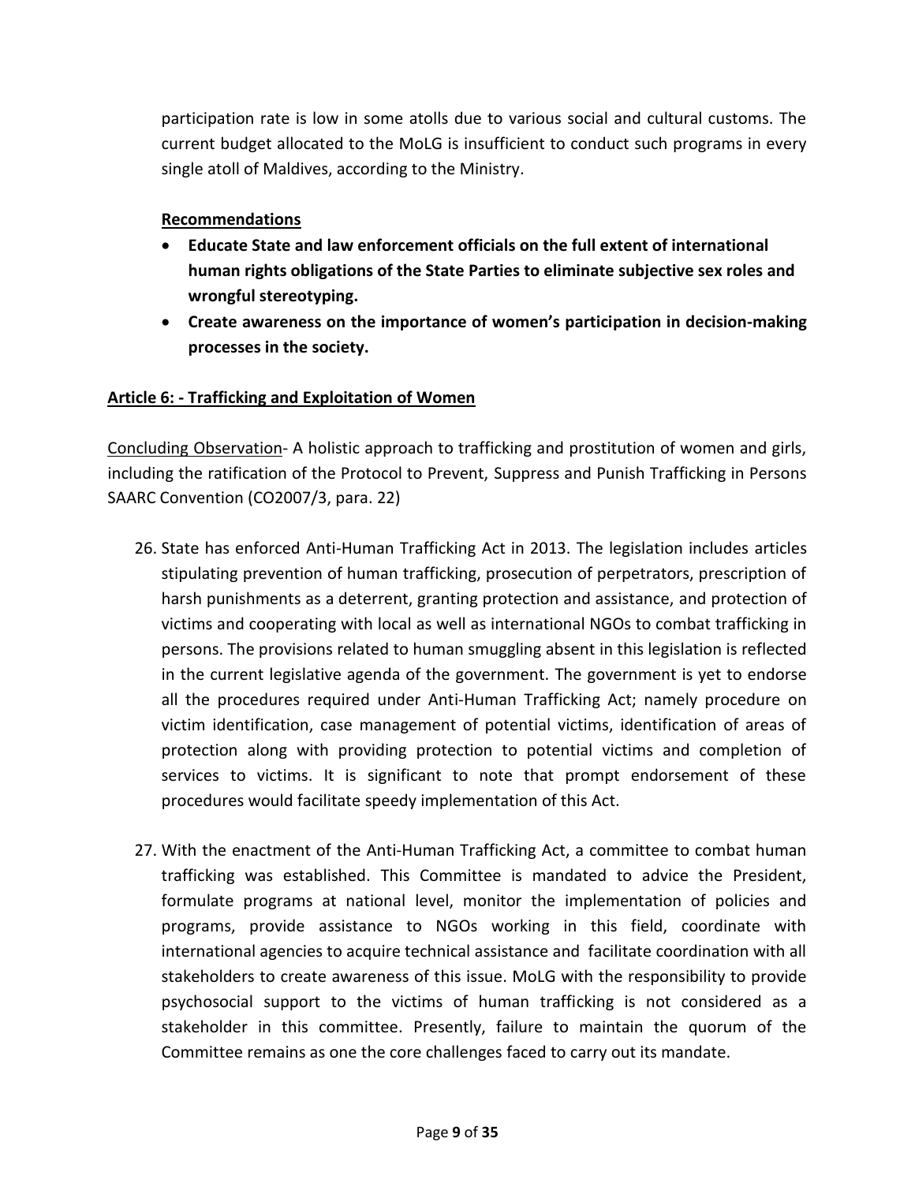participation rate is low in some atolls due to various social and cultural customs. The current budget allocated to the MoLG is insufficient to conduct such programs in every single atoll of Maldives, according to the Ministry.

**Recommendations**

- **Educate State and law enforcement officials on the full extent of international human rights obligations of the State Parties to eliminate subjective sex roles and wrongful stereotyping.**
- **Create awareness on the importance of women's participation in decision-making processes in the society.**

**Article 6: - Trafficking and Exploitation of Women**

Concluding Observation- A holistic approach to trafficking and prostitution of women and girls, including the ratification of the Protocol to Prevent, Suppress and Punish Trafficking in Persons SAARC Convention (CO2007/3, para. 22)

26. State has enforced Anti-Human Trafficking Act in 2013. The legislation includes articles stipulating prevention of human trafficking, prosecution of perpetrators, prescription of harsh punishments as a deterrent, granting protection and assistance, and protection of victims and cooperating with local as well as international NGOs to combat trafficking in persons. The provisions related to human smuggling absent in this legislation is reflected in the current legislative agenda of the government. The government is yet to endorse all the procedures required under Anti-Human Trafficking Act; namely procedure on victim identification, case management of potential victims, identification of areas of protection along with providing protection to potential victims and completion of services to victims. It is significant to note that prompt endorsement of these procedures would facilitate speedy implementation of this Act.

27. With the enactment of the Anti-Human Trafficking Act, a committee to combat human trafficking was established. This Committee is mandated to advice the President, formulate programs at national level, monitor the implementation of policies and programs, provide assistance to NGOs working in this field, coordinate with international agencies to acquire technical assistance and facilitate coordination with all stakeholders to create awareness of this issue. MoLG with the responsibility to provide psychosocial support to the victims of human trafficking is not considered as a stakeholder in this committee. Presently, failure to maintain the quorum of the Committee remains as one the core challenges faced to carry out its mandate.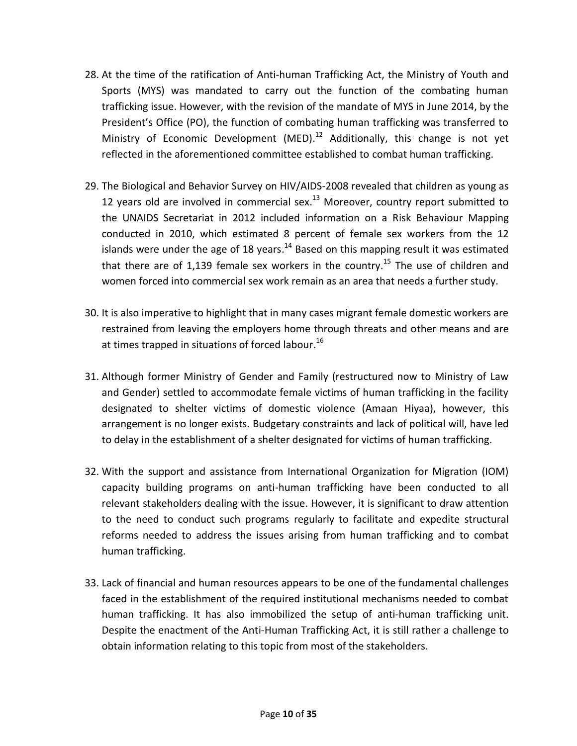28. At the time of the ratification of Anti-human Trafficking Act, the Ministry of Youth and Sports (MYS) was mandated to carry out the function of the combating human trafficking issue. However, with the revision of the mandate of MYS in June 2014, by the President's Office (PO), the function of combating human trafficking was transferred to Ministry of Economic Development (MED).[12] Additionally, this change is not yet reflected in the aforementioned committee established to combat human trafficking.

29. The Biological and Behavior Survey on HIV/AIDS-2008 revealed that children as young as 12 years old are involved in commercial sex.[13] Moreover, country report submitted to the UNAIDS Secretariat in 2012 included information on a Risk Behaviour Mapping conducted in 2010, which estimated 8 percent of female sex workers from the 12 islands were under the age of 18 years.[14] Based on this mapping result it was estimated that there are of 1,139 female sex workers in the country.[15] The use of children and women forced into commercial sex work remain as an area that needs a further study.

30. It is also imperative to highlight that in many cases migrant female domestic workers are restrained from leaving the employers home through threats and other means and are at times trapped in situations of forced labour.[16]

31. Although former Ministry of Gender and Family (restructured now to Ministry of Law and Gender) settled to accommodate female victims of human trafficking in the facility designated to shelter victims of domestic violence (Amaan Hiyaa), however, this arrangement is no longer exists. Budgetary constraints and lack of political will, have led to delay in the establishment of a shelter designated for victims of human trafficking.

32. With the support and assistance from International Organization for Migration (IOM) capacity building programs on anti-human trafficking have been conducted to all relevant stakeholders dealing with the issue. However, it is significant to draw attention to the need to conduct such programs regularly to facilitate and expedite structural reforms needed to address the issues arising from human trafficking and to combat human trafficking.

33. Lack of financial and human resources appears to be one of the fundamental challenges faced in the establishment of the required institutional mechanisms needed to combat human trafficking. It has also immobilized the setup of anti-human trafficking unit. Despite the enactment of the Anti-Human Trafficking Act, it is still rather a challenge to obtain information relating to this topic from most of the stakeholders.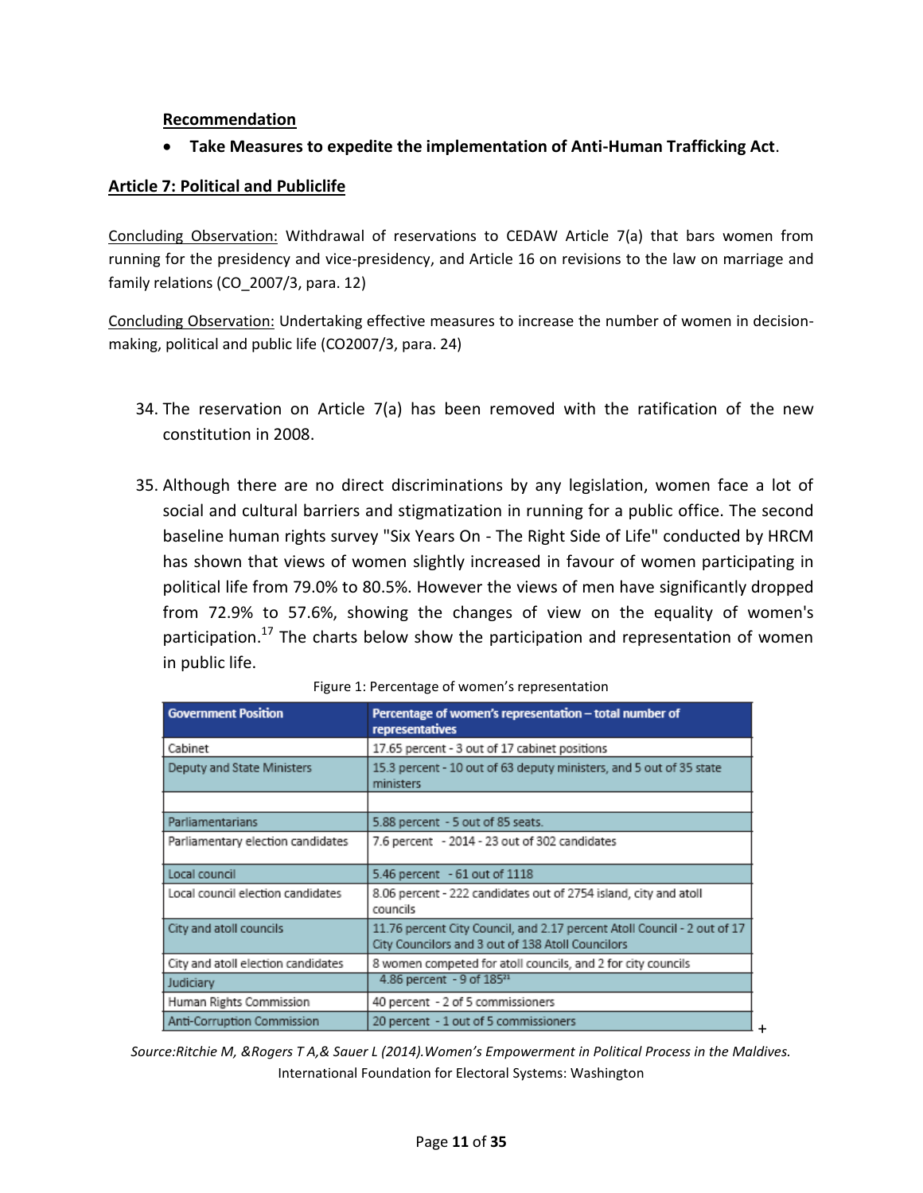**Recommendation**

- **Take Measures to expedite the implementation of Anti-Human Trafficking Act**.

**Article 7: Political and Publiclife**

Concluding Observation: Withdrawal of reservations to CEDAW Article 7(a) that bars women from running for the presidency and vice-presidency, and Article 16 on revisions to the law on marriage and family relations (CO_2007/3, para. 12)

Concluding Observation: Undertaking effective measures to increase the number of women in decision-making, political and public life (CO2007/3, para. 24)

34. The reservation on Article 7(a) has been removed with the ratification of the new constitution in 2008.

35. Although there are no direct discriminations by any legislation, women face a lot of social and cultural barriers and stigmatization in running for a public office. The second baseline human rights survey "Six Years On - The Right Side of Life" conducted by HRCM has shown that views of women slightly increased in favour of women participating in political life from 79.0% to 80.5%. However the views of men have significantly dropped from 72.9% to 57.6%, showing the changes of view on the equality of women's participation.[17] The charts below show the participation and representation of women in public life.

Figure 1: Percentage of women's representation

| Government Position | Percentage of women's representation – total number of representatives |
| --- | --- |
| Cabinet | 17.65 percent - 3 out of 17 cabinet positions |
| Deputy and State Ministers | 15.3 percent - 10 out of 63 deputy ministers, and 5 out of 35 state ministers |
| | |
| Parliamentarians | 5.88 percent - 5 out of 85 seats. |
| Parliamentary election candidates | 7.6 percent - 2014 - 23 out of 302 candidates |
| Local council | 5.46 percent - 61 out of 1118 |
| Local council election candidates | 8.06 percent - 222 candidates out of 2754 island, city and atoll councils |
| City and atoll councils | 11.76 percent City Council, and 2.17 percent Atoll Council - 2 out of 17 City Councilors and 3 out of 138 Atoll Councilors |
| City and atoll election candidates | 8 women competed for atoll councils, and 2 for city councils |
| Judiciary | 4.86 percent - 9 of 185[21] |
| Human Rights Commission | 40 percent - 2 of 5 commissioners |
| Anti-Corruption Commission | 20 percent - 1 out of 5 commissioners |

*Source:Ritchie M, &Rogers T A,& Sauer L (2014).Women's Empowerment in Political Process in the Maldives.* International Foundation for Electoral Systems: Washington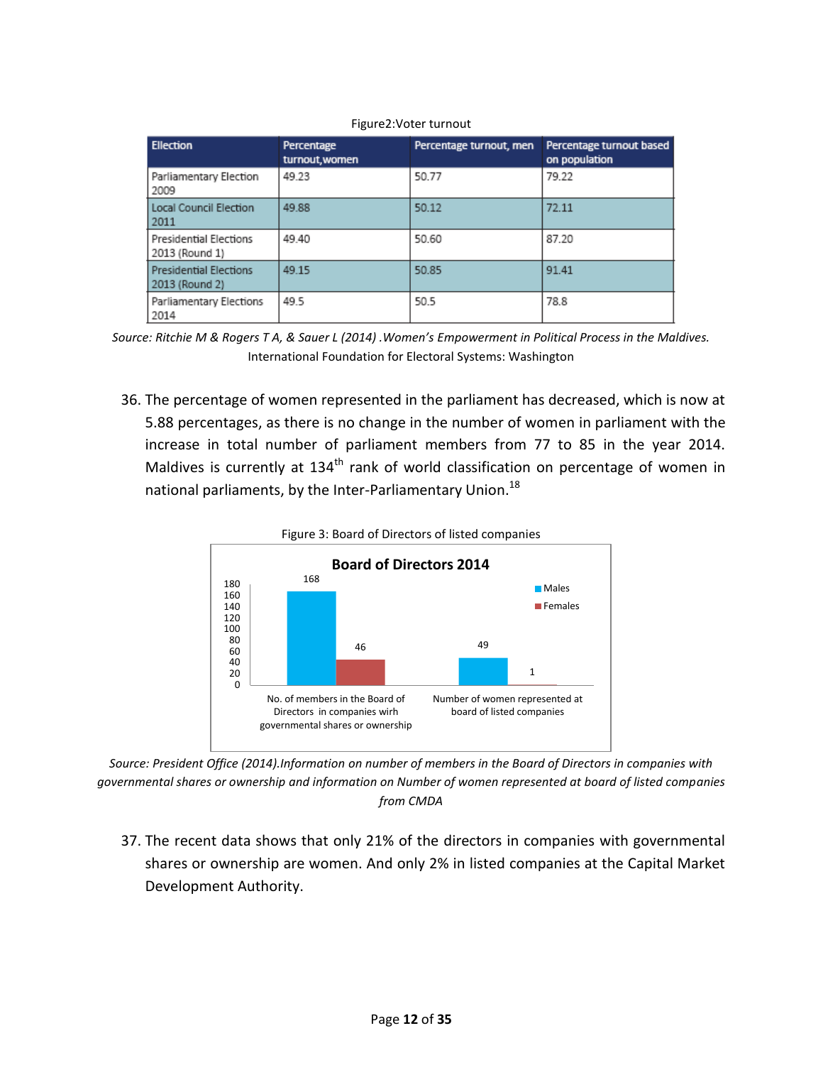Figure2:Voter turnout

| Ellection | Percentage turnout,women | Percentage turnout, men | Percentage turnout based on population |
|---|---|---|---|
| Parliamentary Election 2009 | 49.23 | 50.77 | 79.22 |
| Local Council Election 2011 | 49.88 | 50.12 | 72.11 |
| Presidential Elections 2013 (Round 1) | 49.40 | 50.60 | 87.20 |
| Presidential Elections 2013 (Round 2) | 49.15 | 50.85 | 91.41 |
| Parliamentary Elections 2014 | 49.5 | 50.5 | 78.8 |

*Source: Ritchie M & Rogers T A, & Sauer L (2014) .Women's Empowerment in Political Process in the Maldives.* International Foundation for Electoral Systems: Washington

36. The percentage of women represented in the parliament has decreased, which is now at 5.88 percentages, as there is no change in the number of women in parliament with the increase in total number of parliament members from 77 to 85 in the year 2014. Maldives is currently at 134th rank of world classification on percentage of women in national parliaments, by the Inter-Parliamentary Union.[18]

Figure 3: Board of Directors of listed companies

**Board of Directors 2014**

| | Males | Females |
|---|---|---|
| No. of members in the Board of Directors in companies wirh governmental shares or ownership | 168 | 46 |
| Number of women represented at board of listed companies | 49 | 1 |

*Source: President Office (2014).Information on number of members in the Board of Directors in companies with governmental shares or ownership and information on Number of women represented at board of listed companies from CMDA*

37. The recent data shows that only 21% of the directors in companies with governmental shares or ownership are women. And only 2% in listed companies at the Capital Market Development Authority.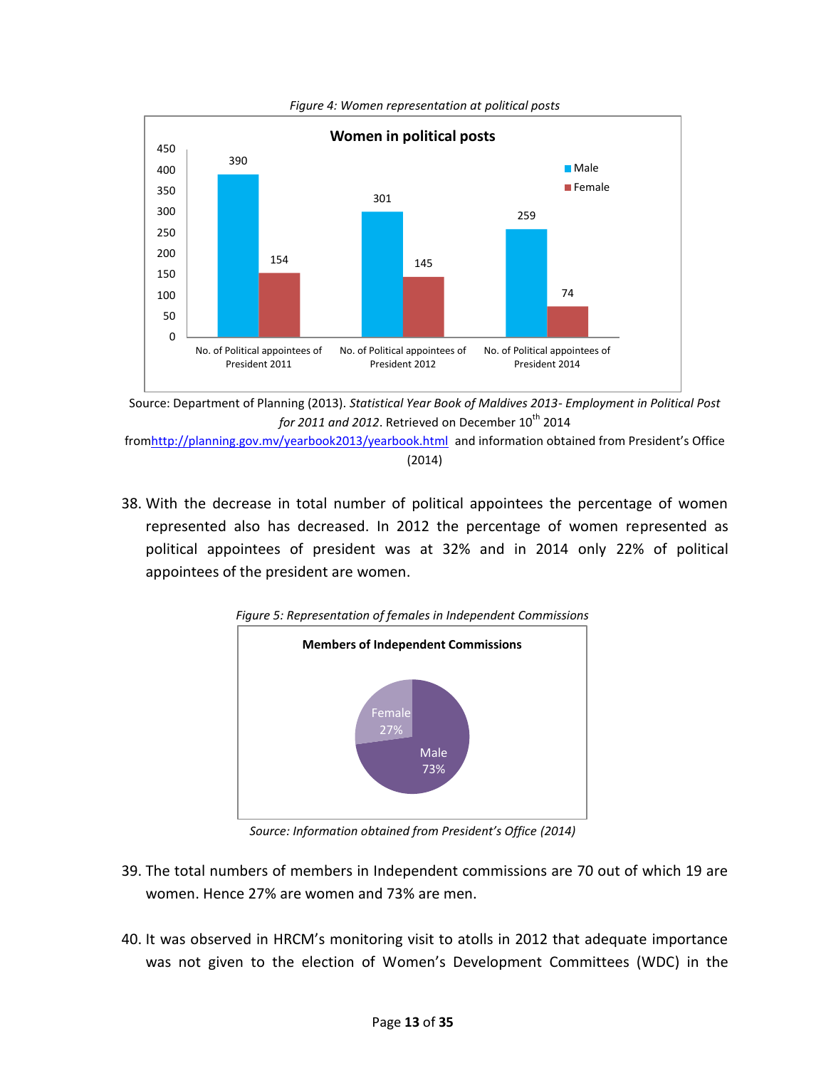*Figure 4: Women representation at political posts*

**Women in political posts**

| | Male | Female |
|---|---|---|
| No. of Political appointees of President 2011 | 390 | 154 |
| No. of Political appointees of President 2012 | 301 | 145 |
| No. of Political appointees of President 2014 | 259 | 74 |

Source: Department of Planning (2013). *Statistical Year Book of Maldives 2013- Employment in Political Post for 2011 and 2012*. Retrieved on December 10th 2014 from http://planning.gov.mv/yearbook2013/yearbook.html and information obtained from President's Office (2014)

38. With the decrease in total number of political appointees the percentage of women represented also has decreased. In 2012 the percentage of women represented as political appointees of president was at 32% and in 2014 only 22% of political appointees of the president are women.

*Figure 5: Representation of females in Independent Commissions*

**Members of Independent Commissions**

| | Percentage |
|---|---|
| Female | 27% |
| Male | 73% |

*Source: Information obtained from President's Office (2014)*

39. The total numbers of members in Independent commissions are 70 out of which 19 are women. Hence 27% are women and 73% are men.

40. It was observed in HRCM's monitoring visit to atolls in 2012 that adequate importance was not given to the election of Women's Development Committees (WDC) in the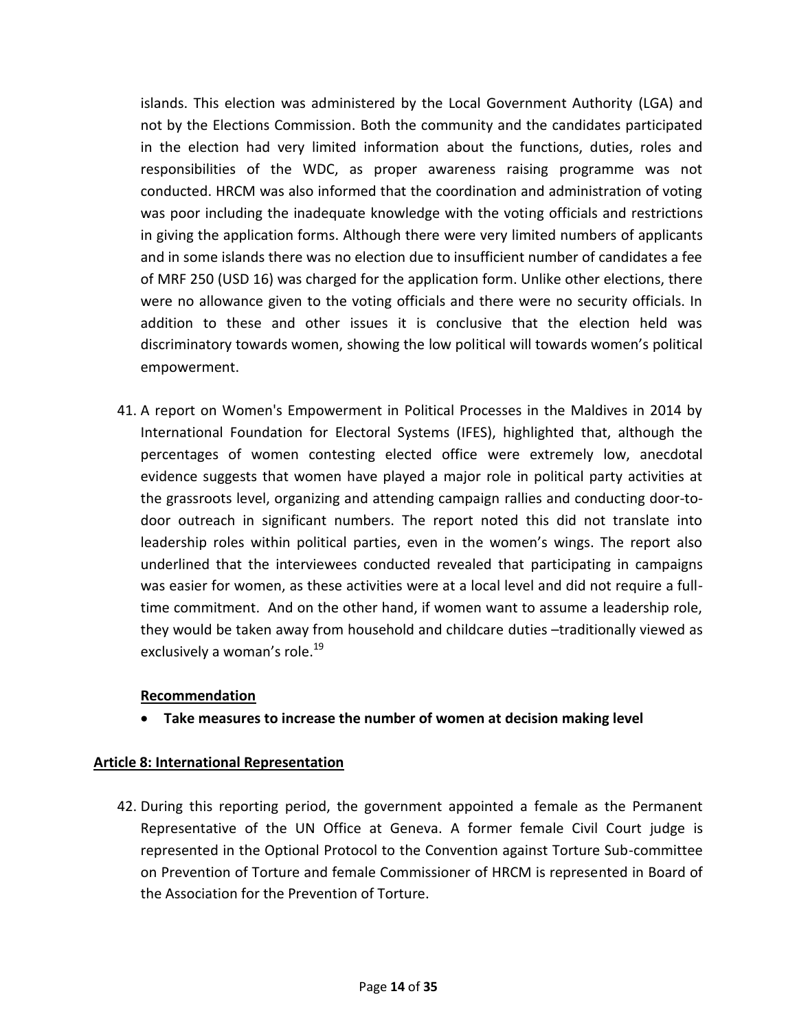islands. This election was administered by the Local Government Authority (LGA) and not by the Elections Commission. Both the community and the candidates participated in the election had very limited information about the functions, duties, roles and responsibilities of the WDC, as proper awareness raising programme was not conducted. HRCM was also informed that the coordination and administration of voting was poor including the inadequate knowledge with the voting officials and restrictions in giving the application forms. Although there were very limited numbers of applicants and in some islands there was no election due to insufficient number of candidates a fee of MRF 250 (USD 16) was charged for the application form. Unlike other elections, there were no allowance given to the voting officials and there were no security officials. In addition to these and other issues it is conclusive that the election held was discriminatory towards women, showing the low political will towards women's political empowerment.

41. A report on Women's Empowerment in Political Processes in the Maldives in 2014 by International Foundation for Electoral Systems (IFES), highlighted that, although the percentages of women contesting elected office were extremely low, anecdotal evidence suggests that women have played a major role in political party activities at the grassroots level, organizing and attending campaign rallies and conducting door-to-door outreach in significant numbers. The report noted this did not translate into leadership roles within political parties, even in the women's wings. The report also underlined that the interviewees conducted revealed that participating in campaigns was easier for women, as these activities were at a local level and did not require a full-time commitment. And on the other hand, if women want to assume a leadership role, they would be taken away from household and childcare duties –traditionally viewed as exclusively a woman's role.[19]

**Recommendation**

- **Take measures to increase the number of women at decision making level**

**Article 8: International Representation**

42. During this reporting period, the government appointed a female as the Permanent Representative of the UN Office at Geneva. A former female Civil Court judge is represented in the Optional Protocol to the Convention against Torture Sub-committee on Prevention of Torture and female Commissioner of HRCM is represented in Board of the Association for the Prevention of Torture.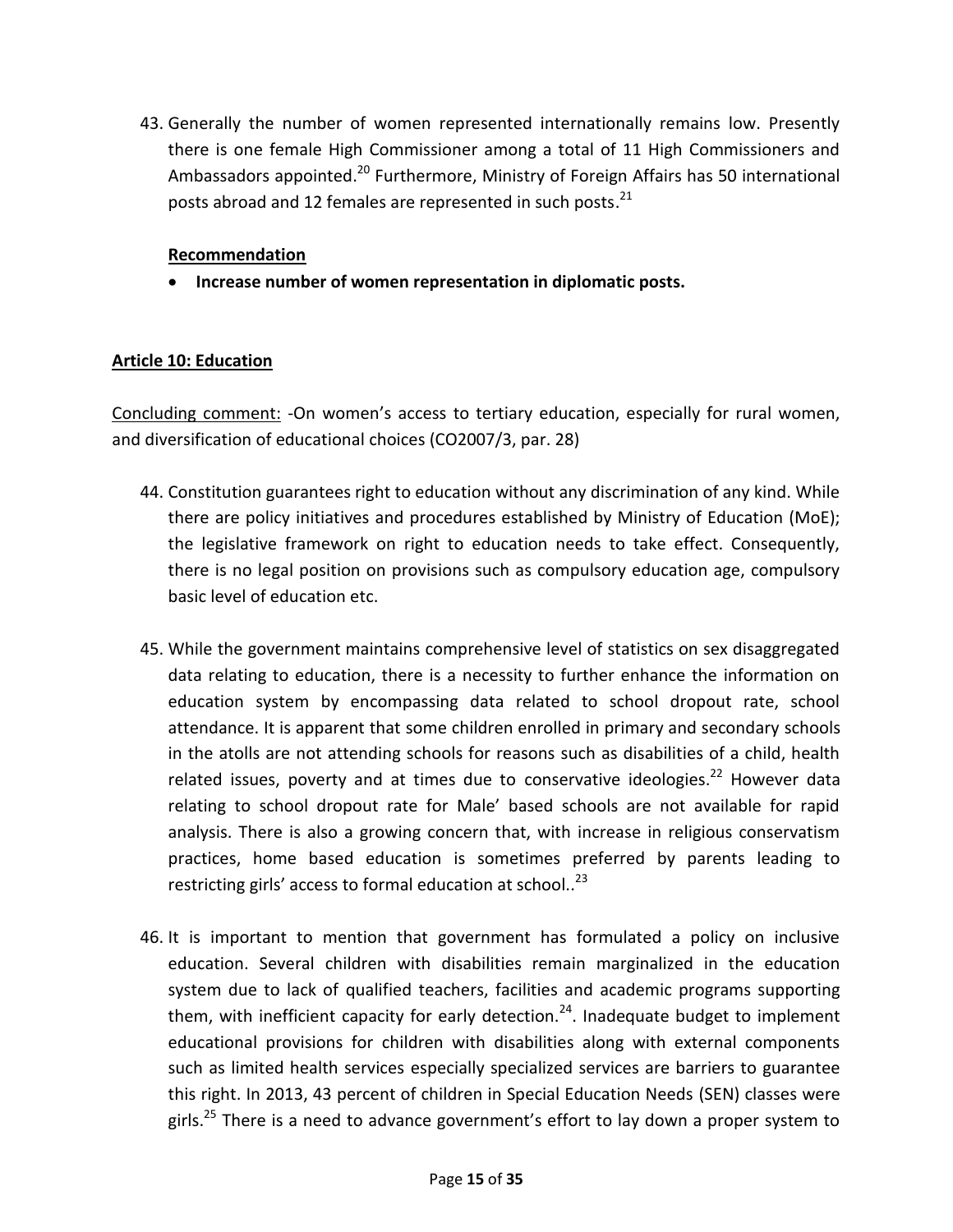43. Generally the number of women represented internationally remains low. Presently there is one female High Commissioner among a total of 11 High Commissioners and Ambassadors appointed.[20] Furthermore, Ministry of Foreign Affairs has 50 international posts abroad and 12 females are represented in such posts.[21]

    **Recommendation**

    - **Increase number of women representation in diplomatic posts.**

## Article 10: Education

Concluding comment: -On women's access to tertiary education, especially for rural women, and diversification of educational choices (CO2007/3, par. 28)

44. Constitution guarantees right to education without any discrimination of any kind. While there are policy initiatives and procedures established by Ministry of Education (MoE); the legislative framework on right to education needs to take effect. Consequently, there is no legal position on provisions such as compulsory education age, compulsory basic level of education etc.

45. While the government maintains comprehensive level of statistics on sex disaggregated data relating to education, there is a necessity to further enhance the information on education system by encompassing data related to school dropout rate, school attendance. It is apparent that some children enrolled in primary and secondary schools in the atolls are not attending schools for reasons such as disabilities of a child, health related issues, poverty and at times due to conservative ideologies.[22] However data relating to school dropout rate for Male' based schools are not available for rapid analysis. There is also a growing concern that, with increase in religious conservatism practices, home based education is sometimes preferred by parents leading to restricting girls' access to formal education at school..[23]

46. It is important to mention that government has formulated a policy on inclusive education. Several children with disabilities remain marginalized in the education system due to lack of qualified teachers, facilities and academic programs supporting them, with inefficient capacity for early detection.[24]. Inadequate budget to implement educational provisions for children with disabilities along with external components such as limited health services especially specialized services are barriers to guarantee this right. In 2013, 43 percent of children in Special Education Needs (SEN) classes were girls.[25] There is a need to advance government's effort to lay down a proper system to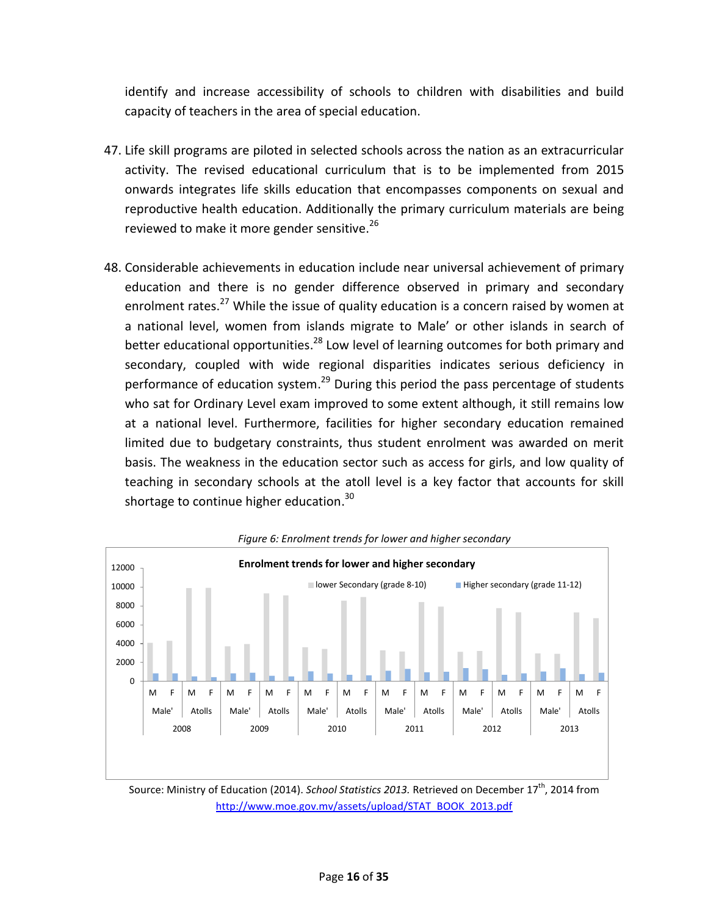identify and increase accessibility of schools to children with disabilities and build capacity of teachers in the area of special education.

47. Life skill programs are piloted in selected schools across the nation as an extracurricular activity. The revised educational curriculum that is to be implemented from 2015 onwards integrates life skills education that encompasses components on sexual and reproductive health education. Additionally the primary curriculum materials are being reviewed to make it more gender sensitive.[26]

48. Considerable achievements in education include near universal achievement of primary education and there is no gender difference observed in primary and secondary enrolment rates.[27] While the issue of quality education is a concern raised by women at a national level, women from islands migrate to Male' or other islands in search of better educational opportunities.[28] Low level of learning outcomes for both primary and secondary, coupled with wide regional disparities indicates serious deficiency in performance of education system.[29] During this period the pass percentage of students who sat for Ordinary Level exam improved to some extent although, it still remains low at a national level. Furthermore, facilities for higher secondary education remained limited due to budgetary constraints, thus student enrolment was awarded on merit basis. The weakness in the education sector such as access for girls, and low quality of teaching in secondary schools at the atoll level is a key factor that accounts for skill shortage to continue higher education.[30]

*Figure 6: Enrolment trends for lower and higher secondary*

Source: Ministry of Education (2014). *School Statistics 2013.* Retrieved on December 17th, 2014 from http://www.moe.gov.mv/assets/upload/STAT_BOOK_2013.pdf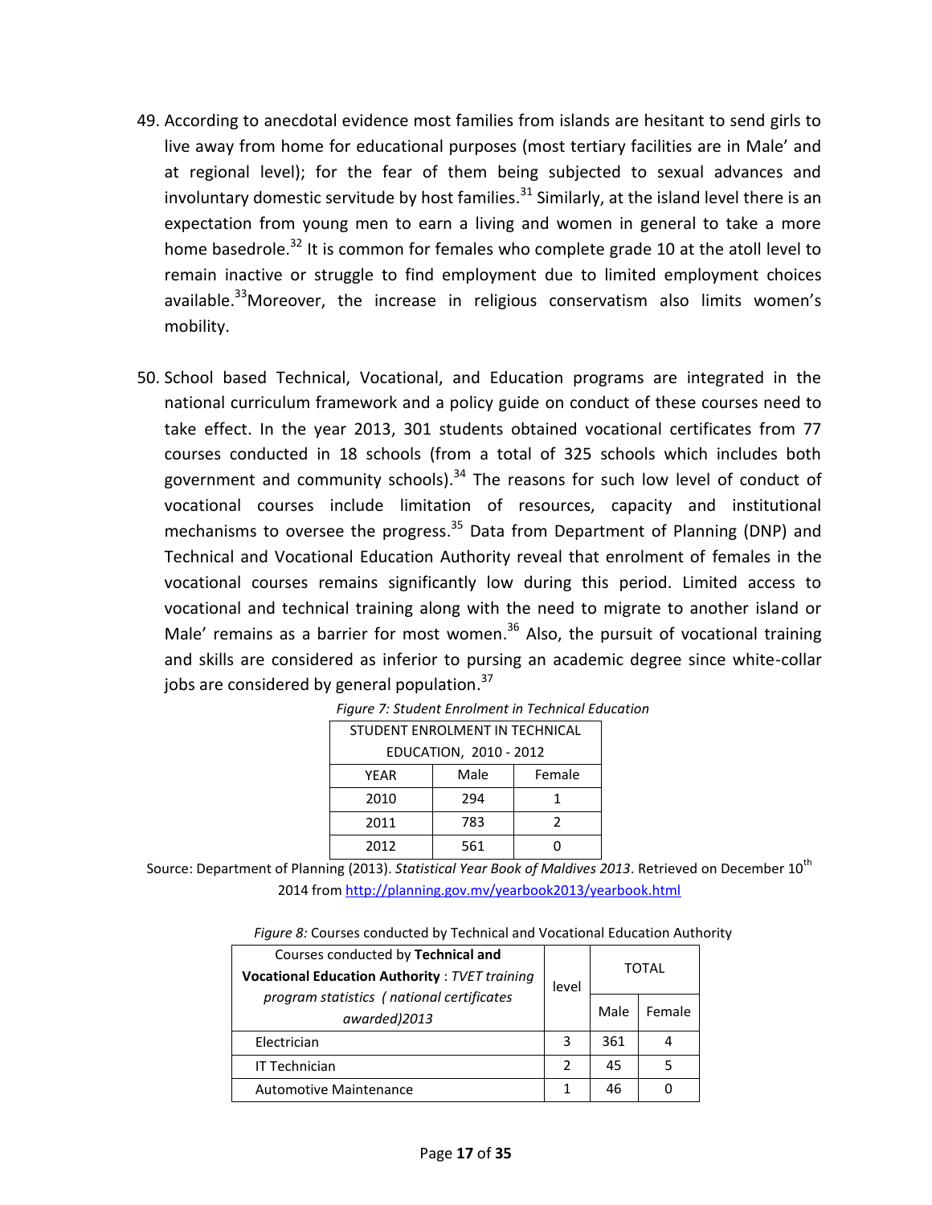49. According to anecdotal evidence most families from islands are hesitant to send girls to live away from home for educational purposes (most tertiary facilities are in Male' and at regional level); for the fear of them being subjected to sexual advances and involuntary domestic servitude by host families.[31] Similarly, at the island level there is an expectation from young men to earn a living and women in general to take a more home basedrole.[32] It is common for females who complete grade 10 at the atoll level to remain inactive or struggle to find employment due to limited employment choices available.[33]Moreover, the increase in religious conservatism also limits women's mobility.

50. School based Technical, Vocational, and Education programs are integrated in the national curriculum framework and a policy guide on conduct of these courses need to take effect. In the year 2013, 301 students obtained vocational certificates from 77 courses conducted in 18 schools (from a total of 325 schools which includes both government and community schools).[34] The reasons for such low level of conduct of vocational courses include limitation of resources, capacity and institutional mechanisms to oversee the progress.[35] Data from Department of Planning (DNP) and Technical and Vocational Education Authority reveal that enrolment of females in the vocational courses remains significantly low during this period. Limited access to vocational and technical training along with the need to migrate to another island or Male' remains as a barrier for most women.[36] Also, the pursuit of vocational training and skills are considered as inferior to pursing an academic degree since white-collar jobs are considered by general population.[37]

*Figure 7: Student Enrolment in Technical Education*

| STUDENT ENROLMENT IN TECHNICAL EDUCATION, 2010 - 2012 | | |
|---|---|---|
| YEAR | Male | Female |
| 2010 | 294 | 1 |
| 2011 | 783 | 2 |
| 2012 | 561 | 0 |

Source: Department of Planning (2013). *Statistical Year Book of Maldives 2013*. Retrieved on December 10th 2014 from http://planning.gov.mv/yearbook2013/yearbook.html

*Figure 8:* Courses conducted by Technical and Vocational Education Authority

| Courses conducted by **Technical and Vocational Education Authority** : *TVET training program statistics ( national certificates awarded)2013* | level | TOTAL | |
|---|---|---|---|
| | | Male | Female |
| Electrician | 3 | 361 | 4 |
| IT Technician | 2 | 45 | 5 |
| Automotive Maintenance | 1 | 46 | 0 |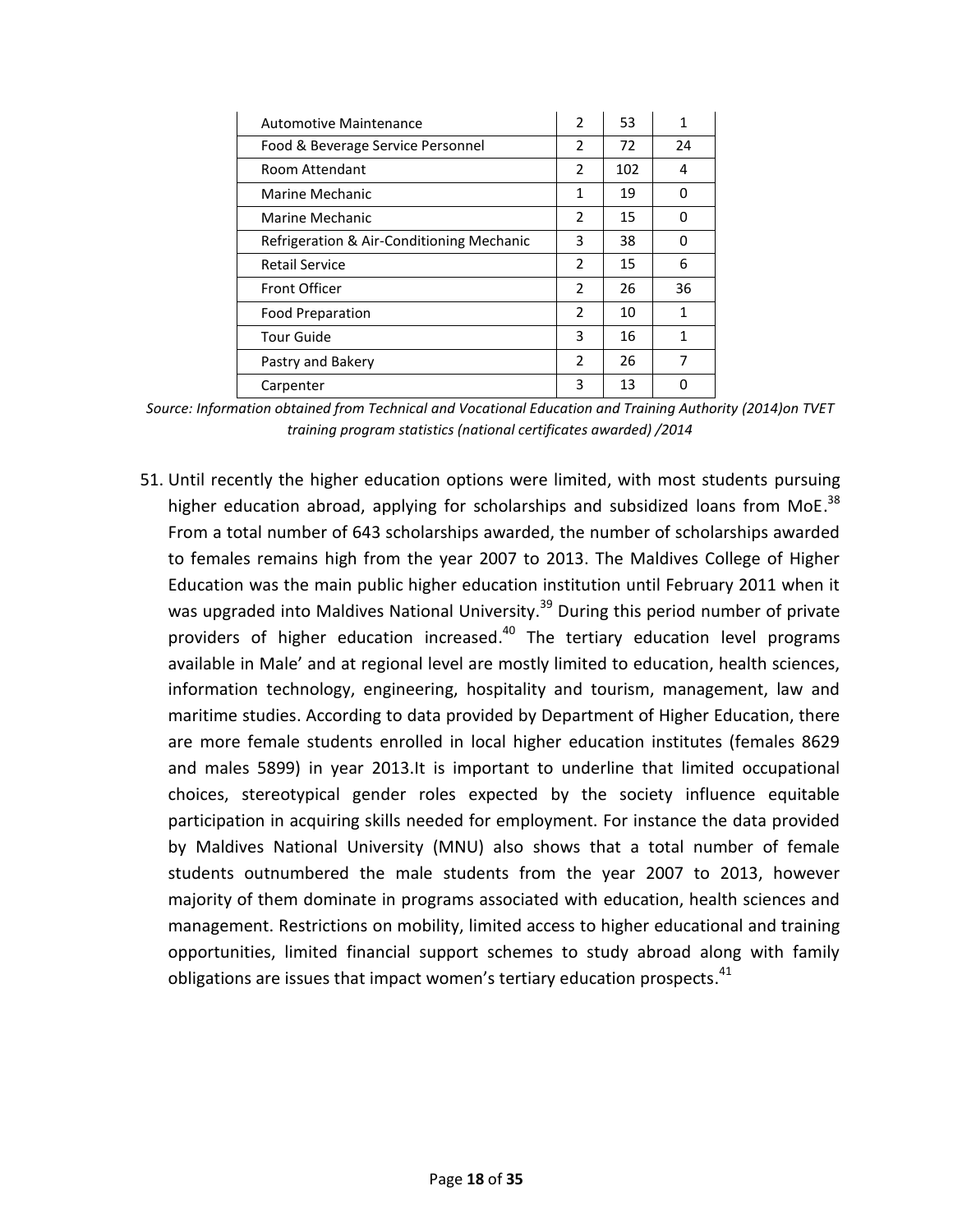| | | | |
|---|---|---|---|
| Automotive Maintenance | 2 | 53 | 1 |
| Food & Beverage Service Personnel | 2 | 72 | 24 |
| Room Attendant | 2 | 102 | 4 |
| Marine Mechanic | 1 | 19 | 0 |
| Marine Mechanic | 2 | 15 | 0 |
| Refrigeration & Air-Conditioning Mechanic | 3 | 38 | 0 |
| Retail Service | 2 | 15 | 6 |
| Front Officer | 2 | 26 | 36 |
| Food Preparation | 2 | 10 | 1 |
| Tour Guide | 3 | 16 | 1 |
| Pastry and Bakery | 2 | 26 | 7 |
| Carpenter | 3 | 13 | 0 |

*Source: Information obtained from Technical and Vocational Education and Training Authority (2014)on TVET training program statistics (national certificates awarded) /2014*

51. Until recently the higher education options were limited, with most students pursuing higher education abroad, applying for scholarships and subsidized loans from MoE.[38] From a total number of 643 scholarships awarded, the number of scholarships awarded to females remains high from the year 2007 to 2013. The Maldives College of Higher Education was the main public higher education institution until February 2011 when it was upgraded into Maldives National University.[39] During this period number of private providers of higher education increased.[40] The tertiary education level programs available in Male' and at regional level are mostly limited to education, health sciences, information technology, engineering, hospitality and tourism, management, law and maritime studies. According to data provided by Department of Higher Education, there are more female students enrolled in local higher education institutes (females 8629 and males 5899) in year 2013.It is important to underline that limited occupational choices, stereotypical gender roles expected by the society influence equitable participation in acquiring skills needed for employment. For instance the data provided by Maldives National University (MNU) also shows that a total number of female students outnumbered the male students from the year 2007 to 2013, however majority of them dominate in programs associated with education, health sciences and management. Restrictions on mobility, limited access to higher educational and training opportunities, limited financial support schemes to study abroad along with family obligations are issues that impact women's tertiary education prospects.[41]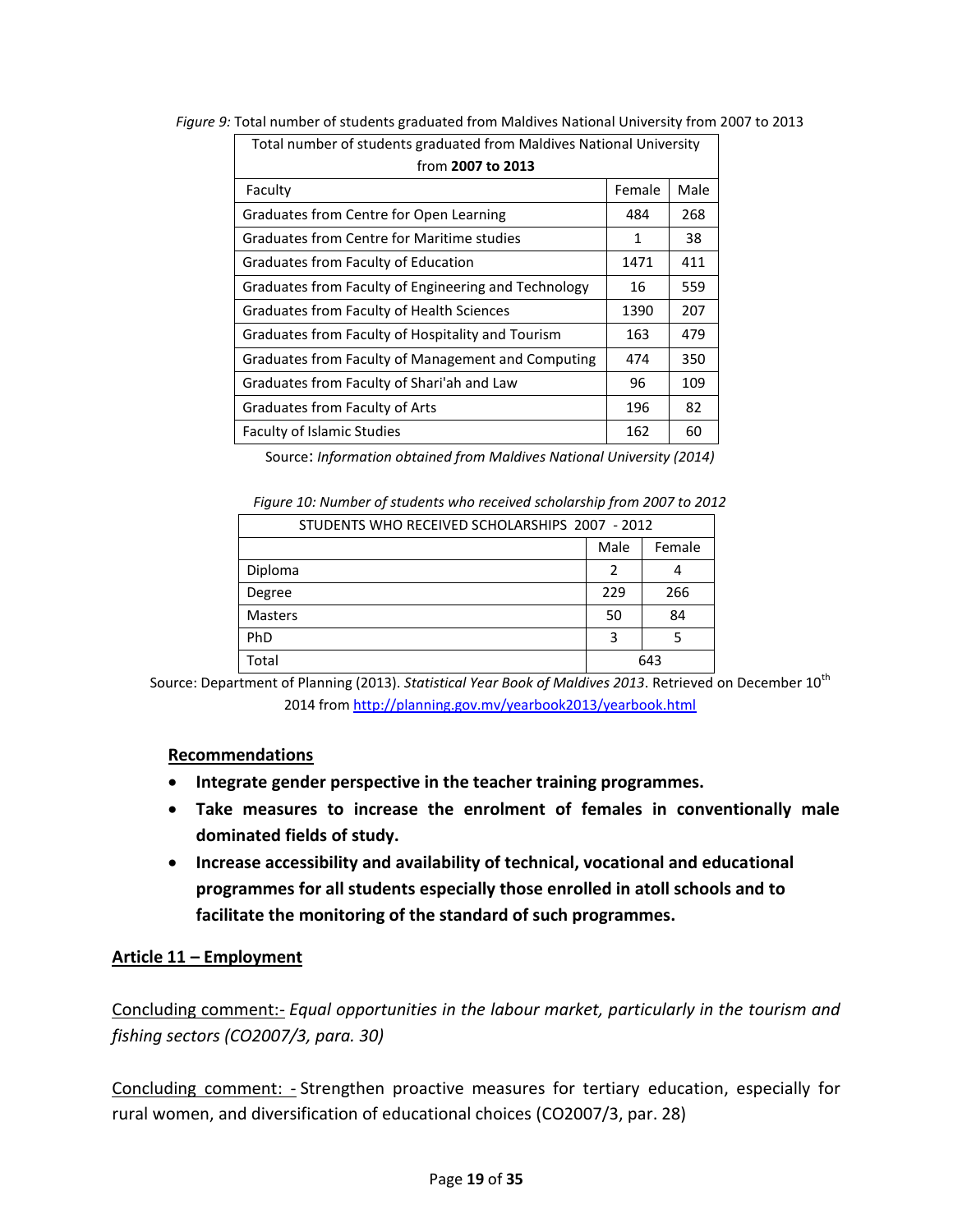*Figure 9:* Total number of students graduated from Maldives National University from 2007 to 2013

| Total number of students graduated from Maldives National University from **2007 to 2013** | | |
|---|---|---|
| Faculty | Female | Male |
| Graduates from Centre for Open Learning | 484 | 268 |
| Graduates from Centre for Maritime studies | 1 | 38 |
| Graduates from Faculty of Education | 1471 | 411 |
| Graduates from Faculty of Engineering and Technology | 16 | 559 |
| Graduates from Faculty of Health Sciences | 1390 | 207 |
| Graduates from Faculty of Hospitality and Tourism | 163 | 479 |
| Graduates from Faculty of Management and Computing | 474 | 350 |
| Graduates from Faculty of Shari'ah and Law | 96 | 109 |
| Graduates from Faculty of Arts | 196 | 82 |
| Faculty of Islamic Studies | 162 | 60 |

Source: *Information obtained from Maldives National University (2014)*

*Figure 10: Number of students who received scholarship from 2007 to 2012*

| STUDENTS WHO RECEIVED SCHOLARSHIPS 2007 - 2012 | | |
|---|---|---|
| | Male | Female |
| Diploma | 2 | 4 |
| Degree | 229 | 266 |
| Masters | 50 | 84 |
| PhD | 3 | 5 |
| Total | 643 | |

Source: Department of Planning (2013). *Statistical Year Book of Maldives 2013*. Retrieved on December 10th 2014 from http://planning.gov.mv/yearbook2013/yearbook.html

**Recommendations**

- **Integrate gender perspective in the teacher training programmes.**
- **Take measures to increase the enrolment of females in conventionally male dominated fields of study.**
- **Increase accessibility and availability of technical, vocational and educational programmes for all students especially those enrolled in atoll schools and to facilitate the monitoring of the standard of such programmes.**

## Article 11 – Employment

Concluding comment:- *Equal opportunities in the labour market, particularly in the tourism and fishing sectors (CO2007/3, para. 30)*

Concluding comment: - Strengthen proactive measures for tertiary education, especially for rural women, and diversification of educational choices (CO2007/3, par. 28)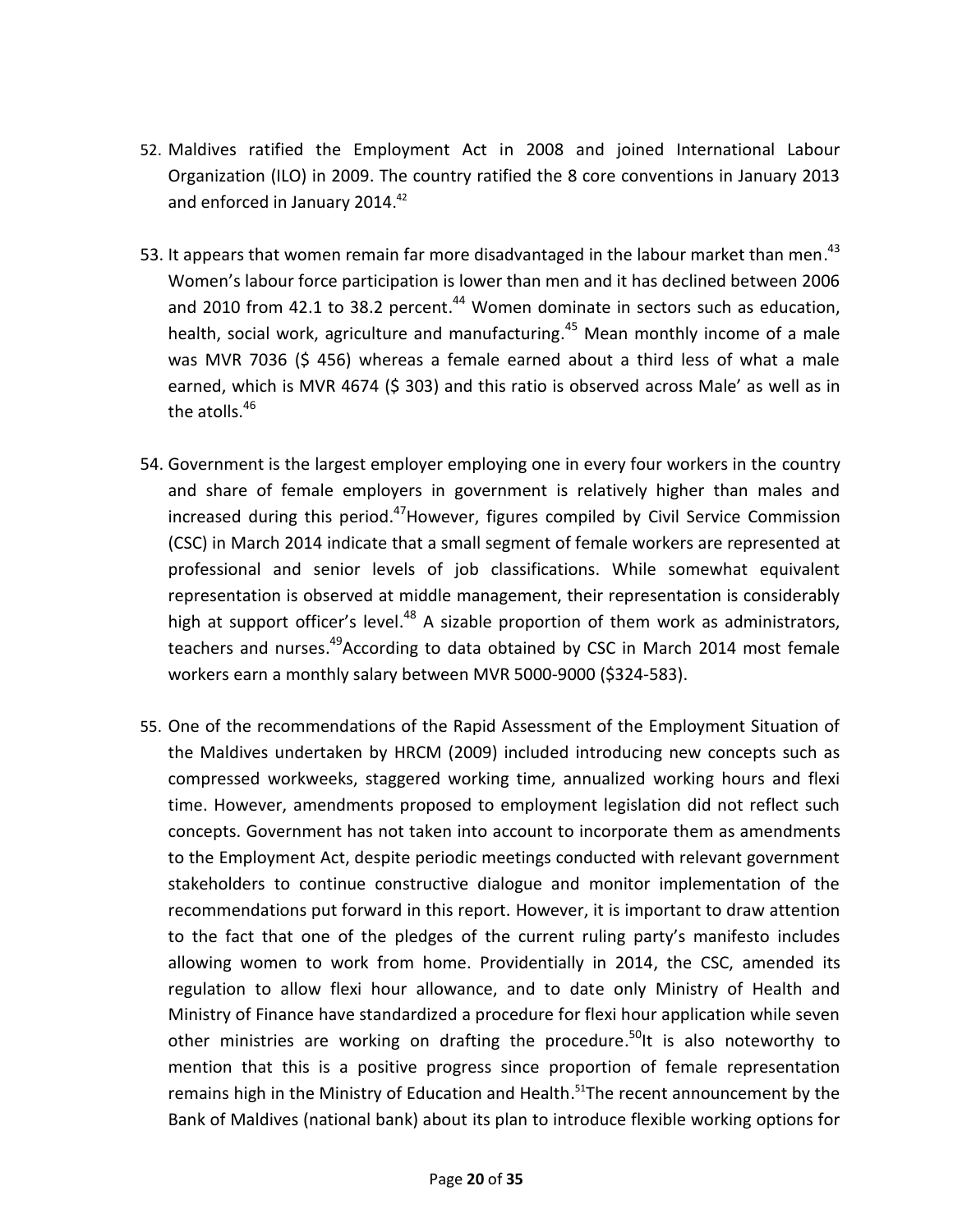52. Maldives ratified the Employment Act in 2008 and joined International Labour Organization (ILO) in 2009. The country ratified the 8 core conventions in January 2013 and enforced in January 2014.[42]

53. It appears that women remain far more disadvantaged in the labour market than men.[43] Women's labour force participation is lower than men and it has declined between 2006 and 2010 from 42.1 to 38.2 percent.[44] Women dominate in sectors such as education, health, social work, agriculture and manufacturing.[45] Mean monthly income of a male was MVR 7036 ($ 456) whereas a female earned about a third less of what a male earned, which is MVR 4674 ($ 303) and this ratio is observed across Male' as well as in the atolls.[46]

54. Government is the largest employer employing one in every four workers in the country and share of female employers in government is relatively higher than males and increased during this period.[47]However, figures compiled by Civil Service Commission (CSC) in March 2014 indicate that a small segment of female workers are represented at professional and senior levels of job classifications. While somewhat equivalent representation is observed at middle management, their representation is considerably high at support officer's level.[48] A sizable proportion of them work as administrators, teachers and nurses.[49]According to data obtained by CSC in March 2014 most female workers earn a monthly salary between MVR 5000-9000 ($324-583).

55. One of the recommendations of the Rapid Assessment of the Employment Situation of the Maldives undertaken by HRCM (2009) included introducing new concepts such as compressed workweeks, staggered working time, annualized working hours and flexi time. However, amendments proposed to employment legislation did not reflect such concepts. Government has not taken into account to incorporate them as amendments to the Employment Act, despite periodic meetings conducted with relevant government stakeholders to continue constructive dialogue and monitor implementation of the recommendations put forward in this report. However, it is important to draw attention to the fact that one of the pledges of the current ruling party's manifesto includes allowing women to work from home. Providentially in 2014, the CSC, amended its regulation to allow flexi hour allowance, and to date only Ministry of Health and Ministry of Finance have standardized a procedure for flexi hour application while seven other ministries are working on drafting the procedure.[50]It is also noteworthy to mention that this is a positive progress since proportion of female representation remains high in the Ministry of Education and Health.[51]The recent announcement by the Bank of Maldives (national bank) about its plan to introduce flexible working options for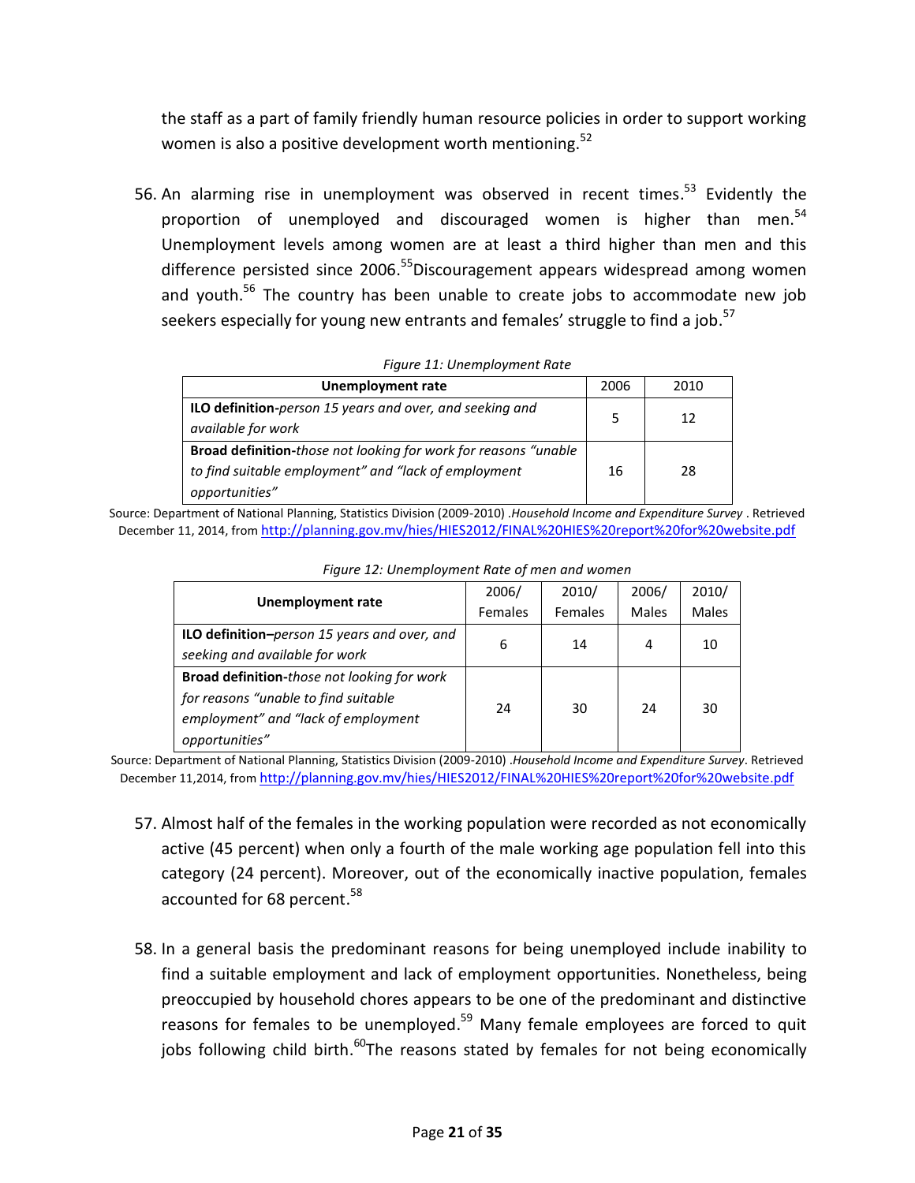the staff as a part of family friendly human resource policies in order to support working women is also a positive development worth mentioning.[52]

56. An alarming rise in unemployment was observed in recent times.[53] Evidently the proportion of unemployed and discouraged women is higher than men.[54] Unemployment levels among women are at least a third higher than men and this difference persisted since 2006.[55]Discouragement appears widespread among women and youth.[56] The country has been unable to create jobs to accommodate new job seekers especially for young new entrants and females' struggle to find a job.[57]

*Figure 11: Unemployment Rate*

| Unemployment rate | 2006 | 2010 |
|---|---|---|
| **ILO definition-***person 15 years and over, and seeking and available for work* | 5 | 12 |
| **Broad definition-***those not looking for work for reasons "unable to find suitable employment" and "lack of employment opportunities"* | 16 | 28 |

Source: Department of National Planning, Statistics Division (2009-2010) .*Household Income and Expenditure Survey* . Retrieved December 11, 2014, from http://planning.gov.mv/hies/HIES2012/FINAL%20HIES%20report%20for%20website.pdf

*Figure 12: Unemployment Rate of men and women*

| Unemployment rate | 2006/ Females | 2010/ Females | 2006/ Males | 2010/ Males |
|---|---|---|---|---|
| **ILO definition–***person 15 years and over, and seeking and available for work* | 6 | 14 | 4 | 10 |
| **Broad definition-***those not looking for work for reasons "unable to find suitable employment" and "lack of employment opportunities"* | 24 | 30 | 24 | 30 |

Source: Department of National Planning, Statistics Division (2009-2010) .*Household Income and Expenditure Survey*. Retrieved December 11,2014, from http://planning.gov.mv/hies/HIES2012/FINAL%20HIES%20report%20for%20website.pdf

57. Almost half of the females in the working population were recorded as not economically active (45 percent) when only a fourth of the male working age population fell into this category (24 percent). Moreover, out of the economically inactive population, females accounted for 68 percent.[58]

58. In a general basis the predominant reasons for being unemployed include inability to find a suitable employment and lack of employment opportunities. Nonetheless, being preoccupied by household chores appears to be one of the predominant and distinctive reasons for females to be unemployed.[59] Many female employees are forced to quit jobs following child birth.[60]The reasons stated by females for not being economically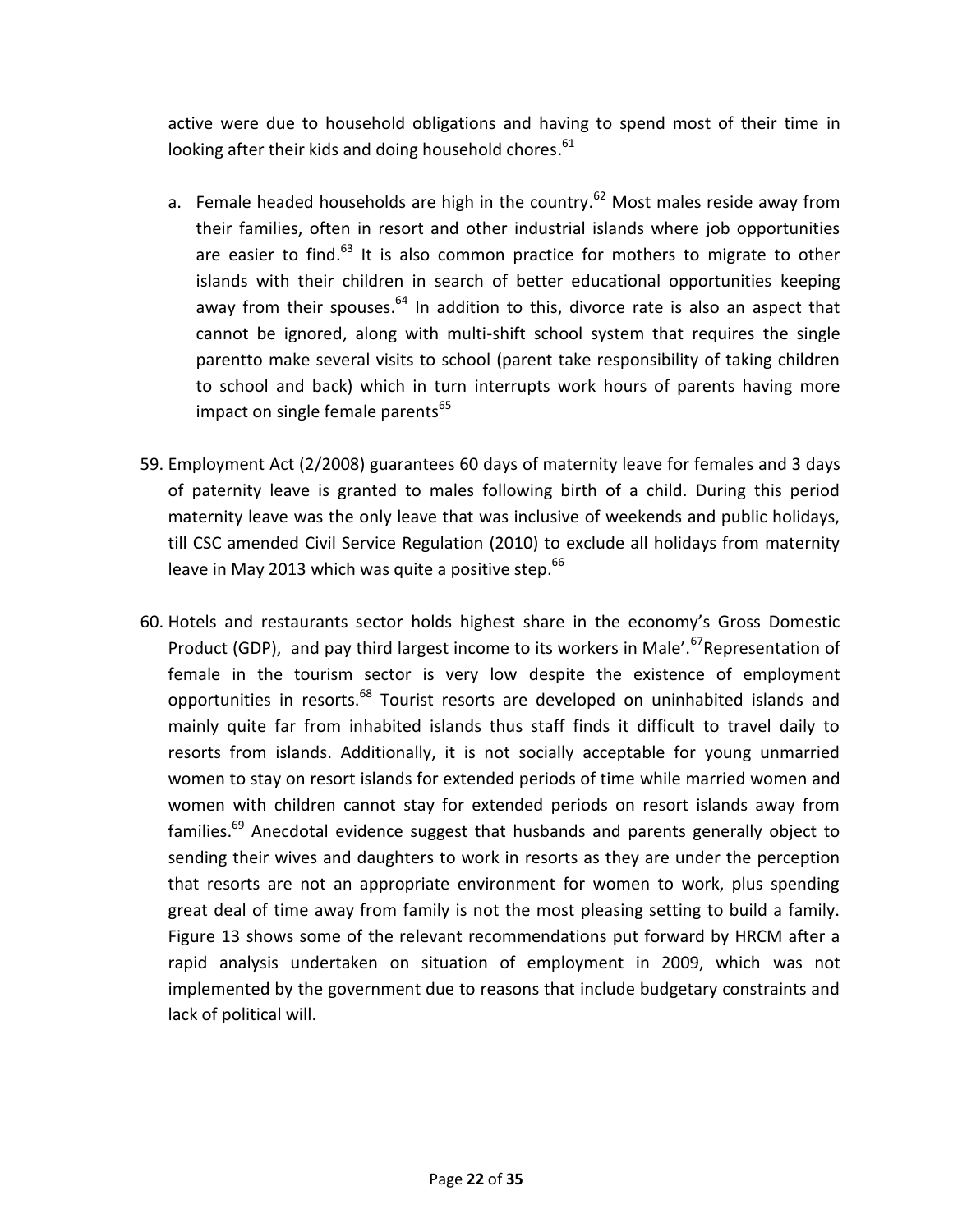active were due to household obligations and having to spend most of their time in looking after their kids and doing household chores.[61]

a. Female headed households are high in the country.[62] Most males reside away from their families, often in resort and other industrial islands where job opportunities are easier to find.[63] It is also common practice for mothers to migrate to other islands with their children in search of better educational opportunities keeping away from their spouses.[64] In addition to this, divorce rate is also an aspect that cannot be ignored, along with multi-shift school system that requires the single parentto make several visits to school (parent take responsibility of taking children to school and back) which in turn interrupts work hours of parents having more impact on single female parents[65]

59. Employment Act (2/2008) guarantees 60 days of maternity leave for females and 3 days of paternity leave is granted to males following birth of a child. During this period maternity leave was the only leave that was inclusive of weekends and public holidays, till CSC amended Civil Service Regulation (2010) to exclude all holidays from maternity leave in May 2013 which was quite a positive step.[66]

60. Hotels and restaurants sector holds highest share in the economy's Gross Domestic Product (GDP), and pay third largest income to its workers in Male'.[67]Representation of female in the tourism sector is very low despite the existence of employment opportunities in resorts.[68] Tourist resorts are developed on uninhabited islands and mainly quite far from inhabited islands thus staff finds it difficult to travel daily to resorts from islands. Additionally, it is not socially acceptable for young unmarried women to stay on resort islands for extended periods of time while married women and women with children cannot stay for extended periods on resort islands away from families.[69] Anecdotal evidence suggest that husbands and parents generally object to sending their wives and daughters to work in resorts as they are under the perception that resorts are not an appropriate environment for women to work, plus spending great deal of time away from family is not the most pleasing setting to build a family. Figure 13 shows some of the relevant recommendations put forward by HRCM after a rapid analysis undertaken on situation of employment in 2009, which was not implemented by the government due to reasons that include budgetary constraints and lack of political will.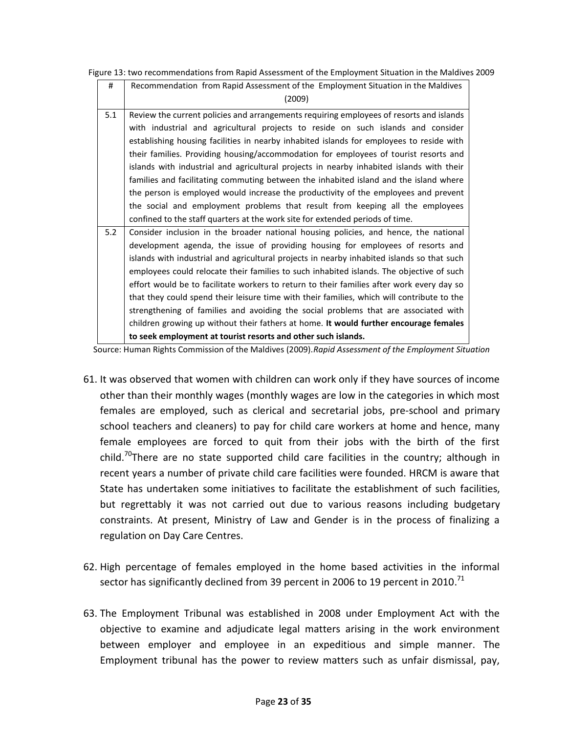Figure 13: two recommendations from Rapid Assessment of the Employment Situation in the Maldives 2009

| # | Recommendation from Rapid Assessment of the Employment Situation in the Maldives (2009) |
|---|---|
| 5.1 | Review the current policies and arrangements requiring employees of resorts and islands with industrial and agricultural projects to reside on such islands and consider establishing housing facilities in nearby inhabited islands for employees to reside with their families. Providing housing/accommodation for employees of tourist resorts and islands with industrial and agricultural projects in nearby inhabited islands with their families and facilitating commuting between the inhabited island and the island where the person is employed would increase the productivity of the employees and prevent the social and employment problems that result from keeping all the employees confined to the staff quarters at the work site for extended periods of time. |
| 5.2 | Consider inclusion in the broader national housing policies, and hence, the national development agenda, the issue of providing housing for employees of resorts and islands with industrial and agricultural projects in nearby inhabited islands so that such employees could relocate their families to such inhabited islands. The objective of such effort would be to facilitate workers to return to their families after work every day so that they could spend their leisure time with their families, which will contribute to the strengthening of families and avoiding the social problems that are associated with children growing up without their fathers at home. **It would further encourage females to seek employment at tourist resorts and other such islands.** |

Source: Human Rights Commission of the Maldives (2009).*Rapid Assessment of the Employment Situation*

61. It was observed that women with children can work only if they have sources of income other than their monthly wages (monthly wages are low in the categories in which most females are employed, such as clerical and secretarial jobs, pre-school and primary school teachers and cleaners) to pay for child care workers at home and hence, many female employees are forced to quit from their jobs with the birth of the first child.[70] There are no state supported child care facilities in the country; although in recent years a number of private child care facilities were founded. HRCM is aware that State has undertaken some initiatives to facilitate the establishment of such facilities, but regrettably it was not carried out due to various reasons including budgetary constraints. At present, Ministry of Law and Gender is in the process of finalizing a regulation on Day Care Centres.

62. High percentage of females employed in the home based activities in the informal sector has significantly declined from 39 percent in 2006 to 19 percent in 2010.[71]

63. The Employment Tribunal was established in 2008 under Employment Act with the objective to examine and adjudicate legal matters arising in the work environment between employer and employee in an expeditious and simple manner. The Employment tribunal has the power to review matters such as unfair dismissal, pay,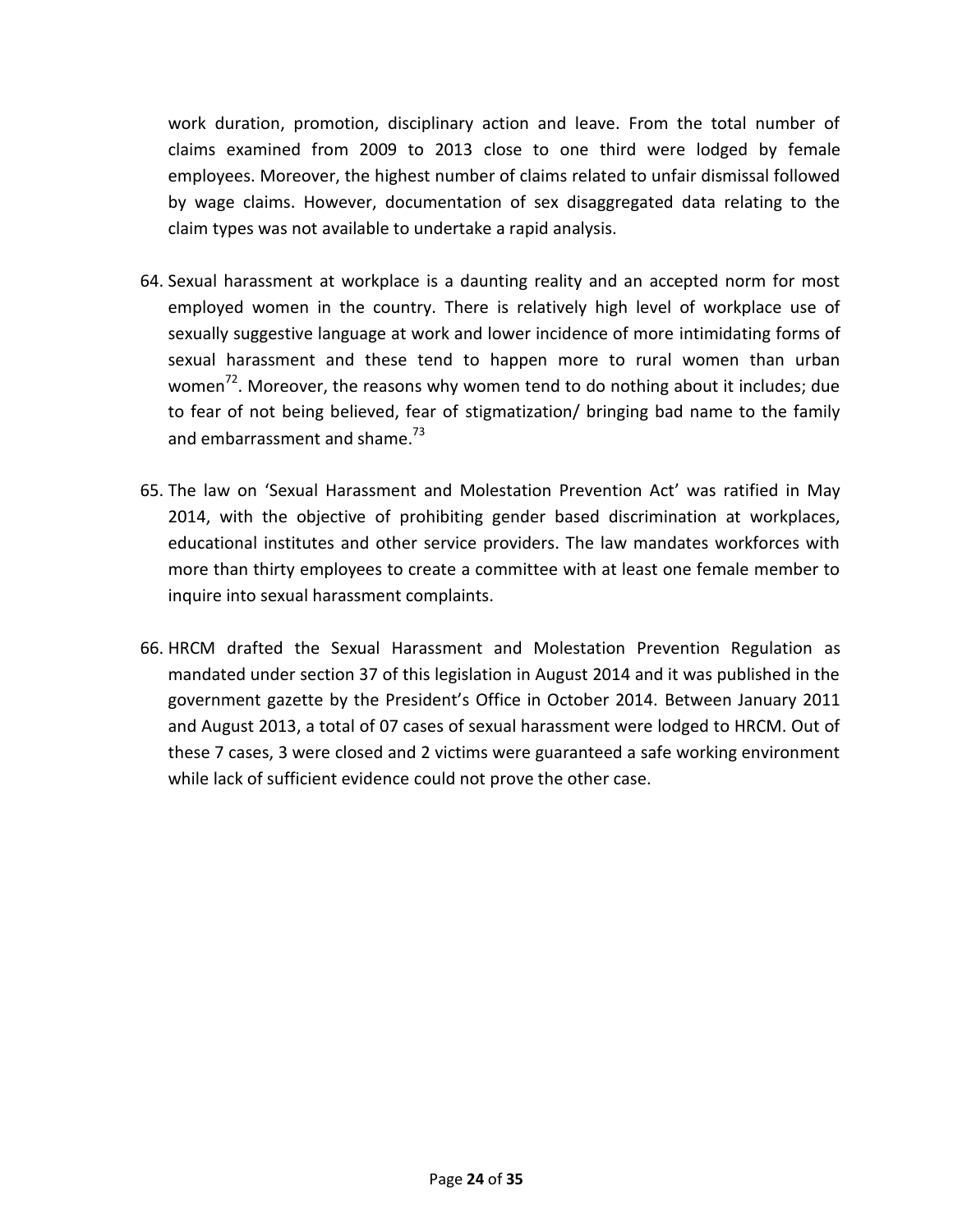work duration, promotion, disciplinary action and leave. From the total number of claims examined from 2009 to 2013 close to one third were lodged by female employees. Moreover, the highest number of claims related to unfair dismissal followed by wage claims. However, documentation of sex disaggregated data relating to the claim types was not available to undertake a rapid analysis.

64. Sexual harassment at workplace is a daunting reality and an accepted norm for most employed women in the country. There is relatively high level of workplace use of sexually suggestive language at work and lower incidence of more intimidating forms of sexual harassment and these tend to happen more to rural women than urban women[72]. Moreover, the reasons why women tend to do nothing about it includes; due to fear of not being believed, fear of stigmatization/ bringing bad name to the family and embarrassment and shame.[73]

65. The law on 'Sexual Harassment and Molestation Prevention Act' was ratified in May 2014, with the objective of prohibiting gender based discrimination at workplaces, educational institutes and other service providers. The law mandates workforces with more than thirty employees to create a committee with at least one female member to inquire into sexual harassment complaints.

66. HRCM drafted the Sexual Harassment and Molestation Prevention Regulation as mandated under section 37 of this legislation in August 2014 and it was published in the government gazette by the President's Office in October 2014. Between January 2011 and August 2013, a total of 07 cases of sexual harassment were lodged to HRCM. Out of these 7 cases, 3 were closed and 2 victims were guaranteed a safe working environment while lack of sufficient evidence could not prove the other case.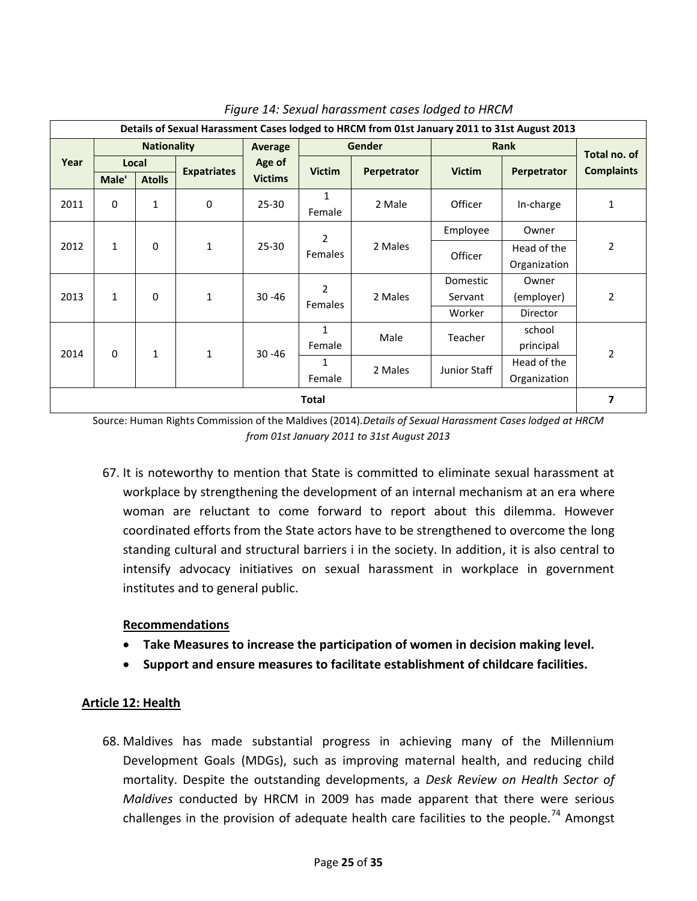*Figure 14: Sexual harassment cases lodged to HRCM*

| Details of Sexual Harassment Cases lodged to HRCM from 01st January 2011 to 31st August 2013 | | | | | | | | | |
|---|---|---|---|---|---|---|---|---|---|
| **Year** | **Nationality** | | | **Average Age of Victims** | **Gender** | | **Rank** | | **Total no. of Complaints** |
| | **Local** | | **Expatriates** | | **Victim** | **Perpetrator** | **Victim** | **Perpetrator** | |
| | **Male'** | **Atolls** | | | | | | | |
| 2011 | 0 | 1 | 0 | 25-30 | 1 Female | 2 Male | Officer | In-charge | 1 |
| 2012 | 1 | 0 | 1 | 25-30 | 2 Females | 2 Males | Employee | Owner | 2 |
| | | | | | | | Officer | Head of the Organization | |
| 2013 | 1 | 0 | 1 | 30 -46 | 2 Females | 2 Males | Domestic Servant | Owner (employer) | 2 |
| | | | | | | | Worker | Director | |
| 2014 | 0 | 1 | 1 | 30 -46 | 1 Female | Male | Teacher | school principal | 2 |
| | | | | | 1 Female | 2 Males | Junior Staff | Head of the Organization | |
| **Total** | | | | | | | | | **7** |

Source: Human Rights Commission of the Maldives (2014).*Details of Sexual Harassment Cases lodged at HRCM from 01st January 2011 to 31st August 2013*

67. It is noteworthy to mention that State is committed to eliminate sexual harassment at workplace by strengthening the development of an internal mechanism at an era where woman are reluctant to come forward to report about this dilemma. However coordinated efforts from the State actors have to be strengthened to overcome the long standing cultural and structural barriers i in the society. In addition, it is also central to intensify advocacy initiatives on sexual harassment in workplace in government institutes and to general public.

**Recommendations**

- **Take Measures to increase the participation of women in decision making level.**
- **Support and ensure measures to facilitate establishment of childcare facilities.**

## Article 12: Health

68. Maldives has made substantial progress in achieving many of the Millennium Development Goals (MDGs), such as improving maternal health, and reducing child mortality. Despite the outstanding developments, a *Desk Review on Health Sector of Maldives* conducted by HRCM in 2009 has made apparent that there were serious challenges in the provision of adequate health care facilities to the people.[74] Amongst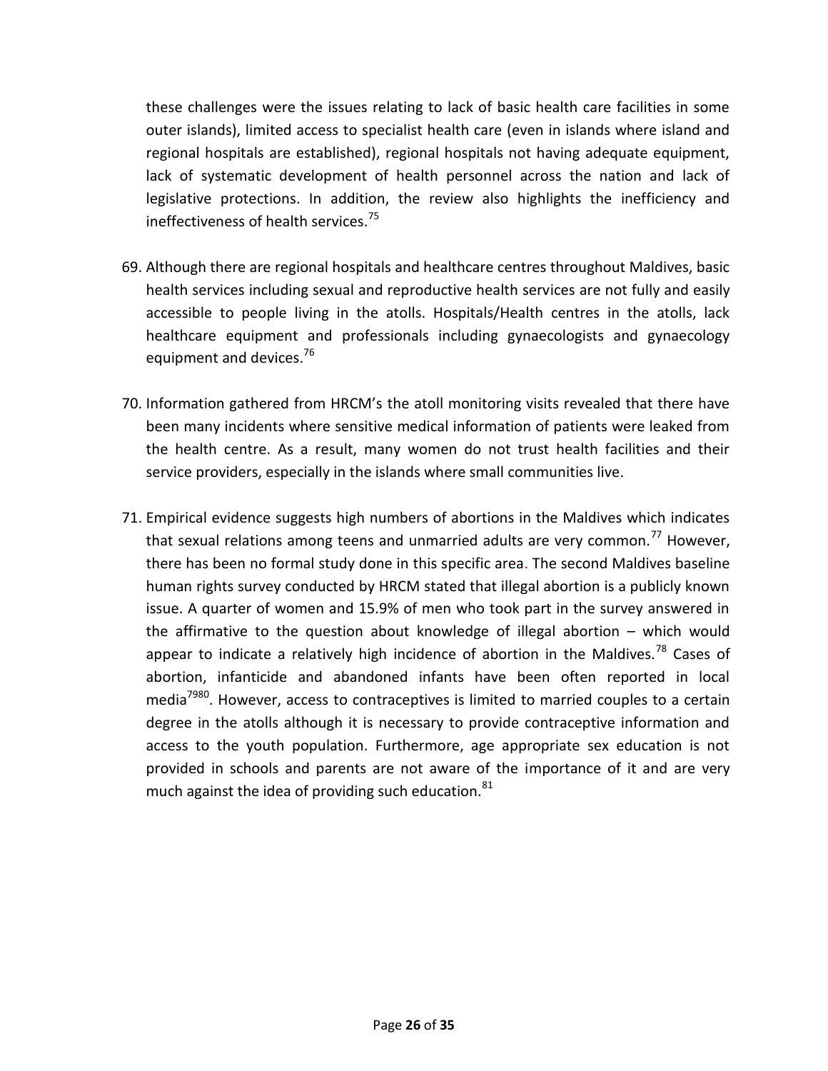these challenges were the issues relating to lack of basic health care facilities in some outer islands), limited access to specialist health care (even in islands where island and regional hospitals are established), regional hospitals not having adequate equipment, lack of systematic development of health personnel across the nation and lack of legislative protections. In addition, the review also highlights the inefficiency and ineffectiveness of health services.[75]

69. Although there are regional hospitals and healthcare centres throughout Maldives, basic health services including sexual and reproductive health services are not fully and easily accessible to people living in the atolls. Hospitals/Health centres in the atolls, lack healthcare equipment and professionals including gynaecologists and gynaecology equipment and devices.[76]

70. Information gathered from HRCM's the atoll monitoring visits revealed that there have been many incidents where sensitive medical information of patients were leaked from the health centre. As a result, many women do not trust health facilities and their service providers, especially in the islands where small communities live.

71. Empirical evidence suggests high numbers of abortions in the Maldives which indicates that sexual relations among teens and unmarried adults are very common.[77] However, there has been no formal study done in this specific area. The second Maldives baseline human rights survey conducted by HRCM stated that illegal abortion is a publicly known issue. A quarter of women and 15.9% of men who took part in the survey answered in the affirmative to the question about knowledge of illegal abortion – which would appear to indicate a relatively high incidence of abortion in the Maldives.[78] Cases of abortion, infanticide and abandoned infants have been often reported in local media[79][80]. However, access to contraceptives is limited to married couples to a certain degree in the atolls although it is necessary to provide contraceptive information and access to the youth population. Furthermore, age appropriate sex education is not provided in schools and parents are not aware of the importance of it and are very much against the idea of providing such education.[81]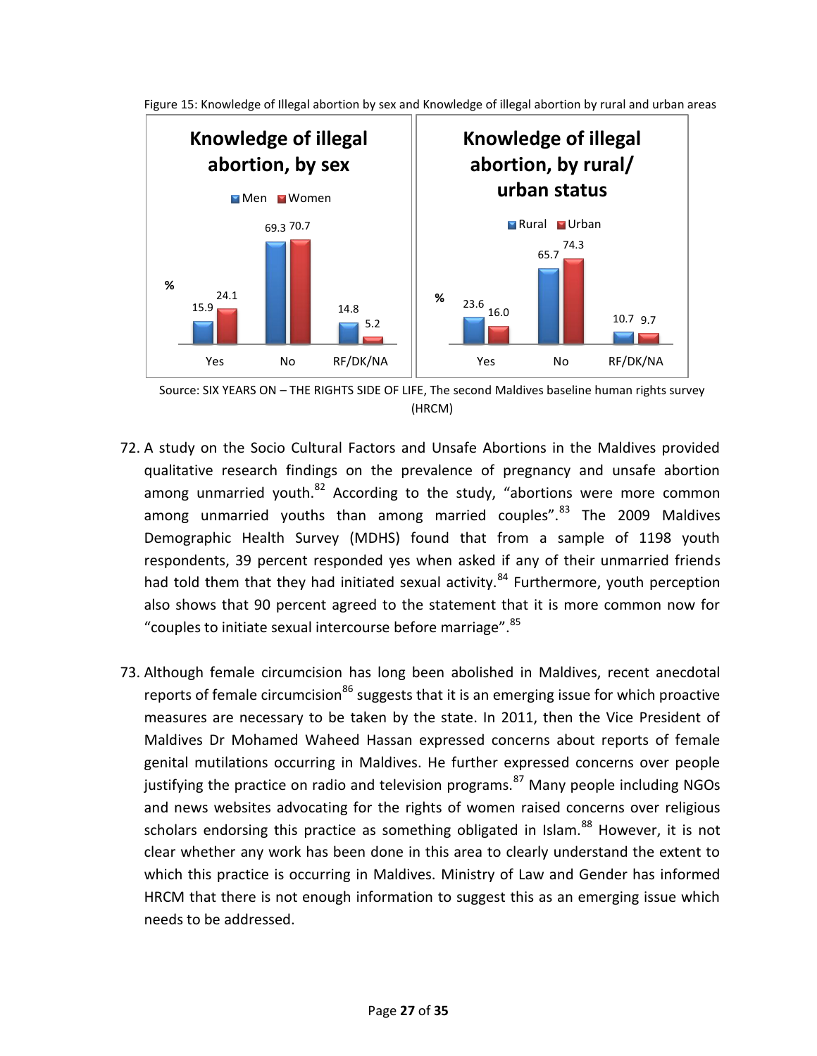Figure 15: Knowledge of Illegal abortion by sex and Knowledge of illegal abortion by rural and urban areas

**Knowledge of illegal abortion, by sex** (%)

| | Men | Women |
|---|---|---|
| Yes | 15.9 | 24.1 |
| No | 69.3 | 70.7 |
| RF/DK/NA | 14.8 | 5.2 |

**Knowledge of illegal abortion, by rural/urban status** (%)

| | Rural | Urban |
|---|---|---|
| Yes | 23.6 | 16.0 |
| No | 65.7 | 74.3 |
| RF/DK/NA | 10.7 | 9.7 |

Source: SIX YEARS ON – THE RIGHTS SIDE OF LIFE, The second Maldives baseline human rights survey (HRCM)

72. A study on the Socio Cultural Factors and Unsafe Abortions in the Maldives provided qualitative research findings on the prevalence of pregnancy and unsafe abortion among unmarried youth.[82] According to the study, "abortions were more common among unmarried youths than among married couples".[83] The 2009 Maldives Demographic Health Survey (MDHS) found that from a sample of 1198 youth respondents, 39 percent responded yes when asked if any of their unmarried friends had told them that they had initiated sexual activity.[84] Furthermore, youth perception also shows that 90 percent agreed to the statement that it is more common now for "couples to initiate sexual intercourse before marriage".[85]

73. Although female circumcision has long been abolished in Maldives, recent anecdotal reports of female circumcision[86] suggests that it is an emerging issue for which proactive measures are necessary to be taken by the state. In 2011, then the Vice President of Maldives Dr Mohamed Waheed Hassan expressed concerns about reports of female genital mutilations occurring in Maldives. He further expressed concerns over people justifying the practice on radio and television programs.[87] Many people including NGOs and news websites advocating for the rights of women raised concerns over religious scholars endorsing this practice as something obligated in Islam.[88] However, it is not clear whether any work has been done in this area to clearly understand the extent to which this practice is occurring in Maldives. Ministry of Law and Gender has informed HRCM that there is not enough information to suggest this as an emerging issue which needs to be addressed.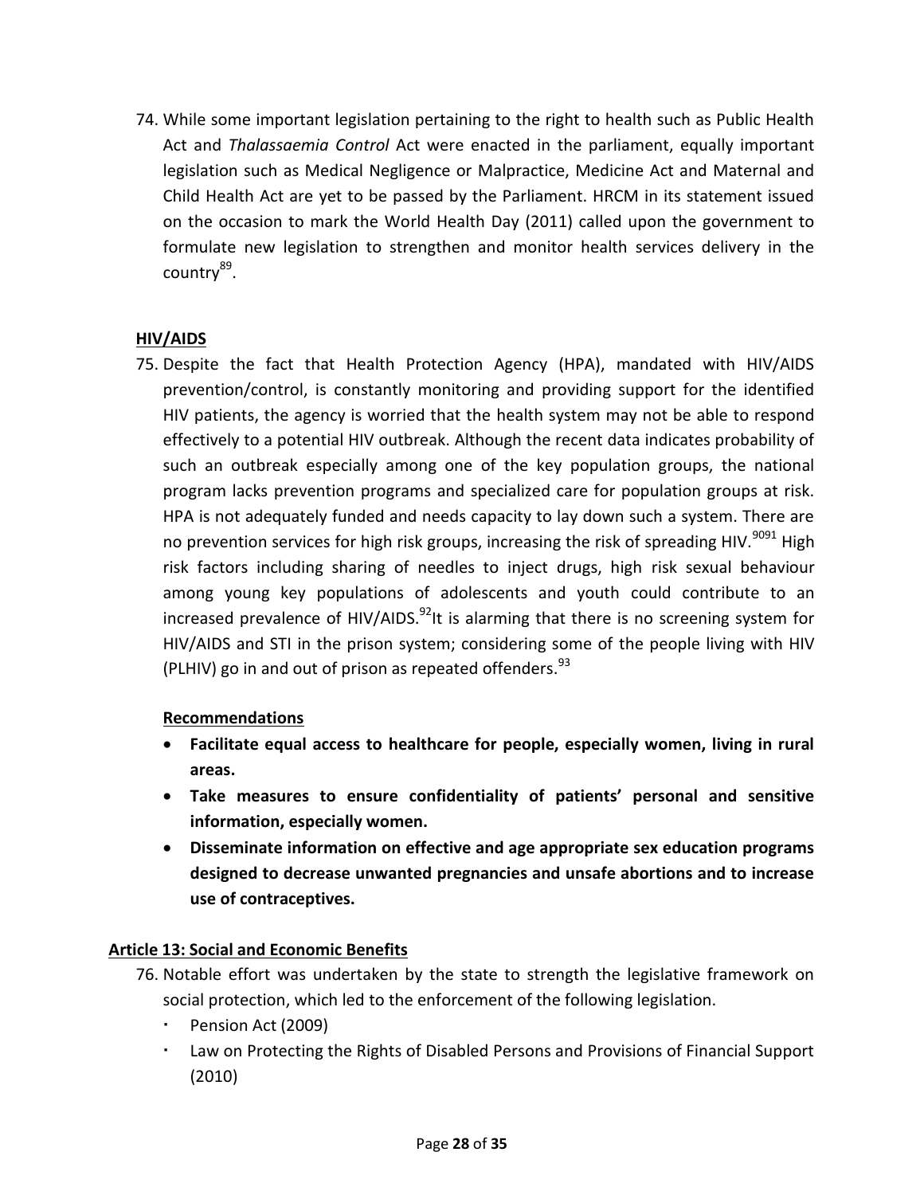74. While some important legislation pertaining to the right to health such as Public Health Act and *Thalassaemia Control* Act were enacted in the parliament, equally important legislation such as Medical Negligence or Malpractice, Medicine Act and Maternal and Child Health Act are yet to be passed by the Parliament. HRCM in its statement issued on the occasion to mark the World Health Day (2011) called upon the government to formulate new legislation to strengthen and monitor health services delivery in the country[89].

**HIV/AIDS**

75. Despite the fact that Health Protection Agency (HPA), mandated with HIV/AIDS prevention/control, is constantly monitoring and providing support for the identified HIV patients, the agency is worried that the health system may not be able to respond effectively to a potential HIV outbreak. Although the recent data indicates probability of such an outbreak especially among one of the key population groups, the national program lacks prevention programs and specialized care for population groups at risk. HPA is not adequately funded and needs capacity to lay down such a system. There are no prevention services for high risk groups, increasing the risk of spreading HIV.[90][91] High risk factors including sharing of needles to inject drugs, high risk sexual behaviour among young key populations of adolescents and youth could contribute to an increased prevalence of HIV/AIDS.[92]It is alarming that there is no screening system for HIV/AIDS and STI in the prison system; considering some of the people living with HIV (PLHIV) go in and out of prison as repeated offenders.[93]

**Recommendations**

- **Facilitate equal access to healthcare for people, especially women, living in rural areas.**
- **Take measures to ensure confidentiality of patients' personal and sensitive information, especially women.**
- **Disseminate information on effective and age appropriate sex education programs designed to decrease unwanted pregnancies and unsafe abortions and to increase use of contraceptives.**

**Article 13: Social and Economic Benefits**

76. Notable effort was undertaken by the state to strength the legislative framework on social protection, which led to the enforcement of the following legislation.
    - Pension Act (2009)
    - Law on Protecting the Rights of Disabled Persons and Provisions of Financial Support (2010)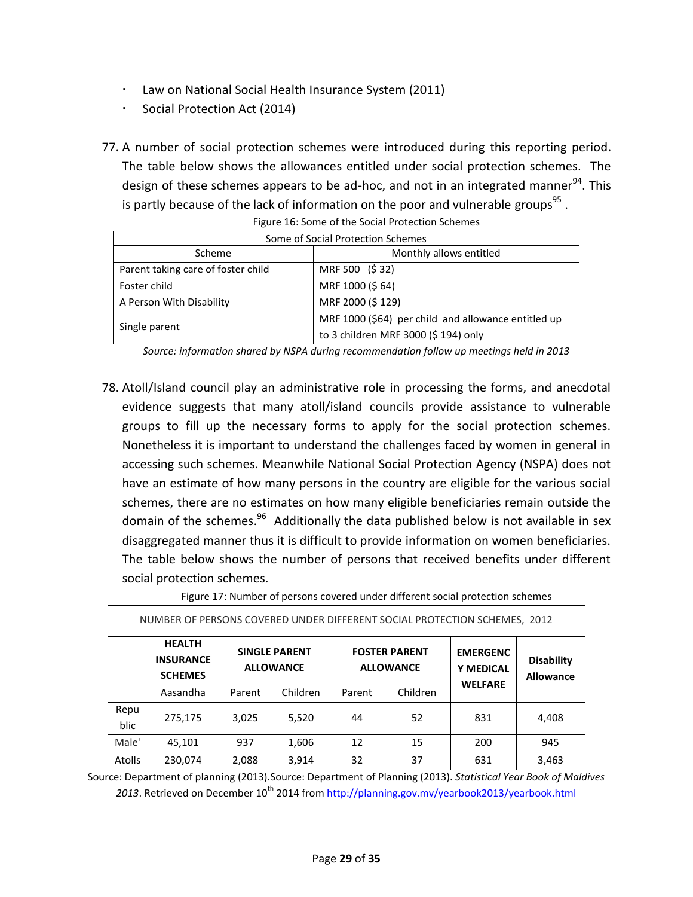- Law on National Social Health Insurance System (2011)
- Social Protection Act (2014)

77. A number of social protection schemes were introduced during this reporting period. The table below shows the allowances entitled under social protection schemes. The design of these schemes appears to be ad-hoc, and not in an integrated manner[94]. This is partly because of the lack of information on the poor and vulnerable groups[95] .

Figure 16: Some of the Social Protection Schemes

| Some of Social Protection Schemes | |
|---|---|
| Scheme | Monthly allows entitled |
| Parent taking care of foster child | MRF 500 ($ 32) |
| Foster child | MRF 1000 ($ 64) |
| A Person With Disability | MRF 2000 ($ 129) |
| Single parent | MRF 1000 ($64) per child and allowance entitled up to 3 children MRF 3000 ($ 194) only |

*Source: information shared by NSPA during recommendation follow up meetings held in 2013*

78. Atoll/Island council play an administrative role in processing the forms, and anecdotal evidence suggests that many atoll/island councils provide assistance to vulnerable groups to fill up the necessary forms to apply for the social protection schemes. Nonetheless it is important to understand the challenges faced by women in general in accessing such schemes. Meanwhile National Social Protection Agency (NSPA) does not have an estimate of how many persons in the country are eligible for the various social schemes, there are no estimates on how many eligible beneficiaries remain outside the domain of the schemes.[96] Additionally the data published below is not available in sex disaggregated manner thus it is difficult to provide information on women beneficiaries. The table below shows the number of persons that received benefits under different social protection schemes.

Figure 17: Number of persons covered under different social protection schemes

| NUMBER OF PERSONS COVERED UNDER DIFFERENT SOCIAL PROTECTION SCHEMES, 2012 | | | | | | | |
|---|---|---|---|---|---|---|---|
| | **HEALTH INSURANCE SCHEMES** | **SINGLE PARENT ALLOWANCE** | | **FOSTER PARENT ALLOWANCE** | | **EMERGENCY MEDICAL WELFARE** | **Disability Allowance** |
| | Aasandha | Parent | Children | Parent | Children | | |
| Republic | 275,175 | 3,025 | 5,520 | 44 | 52 | 831 | 4,408 |
| Male' | 45,101 | 937 | 1,606 | 12 | 15 | 200 | 945 |
| Atolls | 230,074 | 2,088 | 3,914 | 32 | 37 | 631 | 3,463 |

Source: Department of planning (2013).Source: Department of Planning (2013). *Statistical Year Book of Maldives 2013*. Retrieved on December 10th 2014 from http://planning.gov.mv/yearbook2013/yearbook.html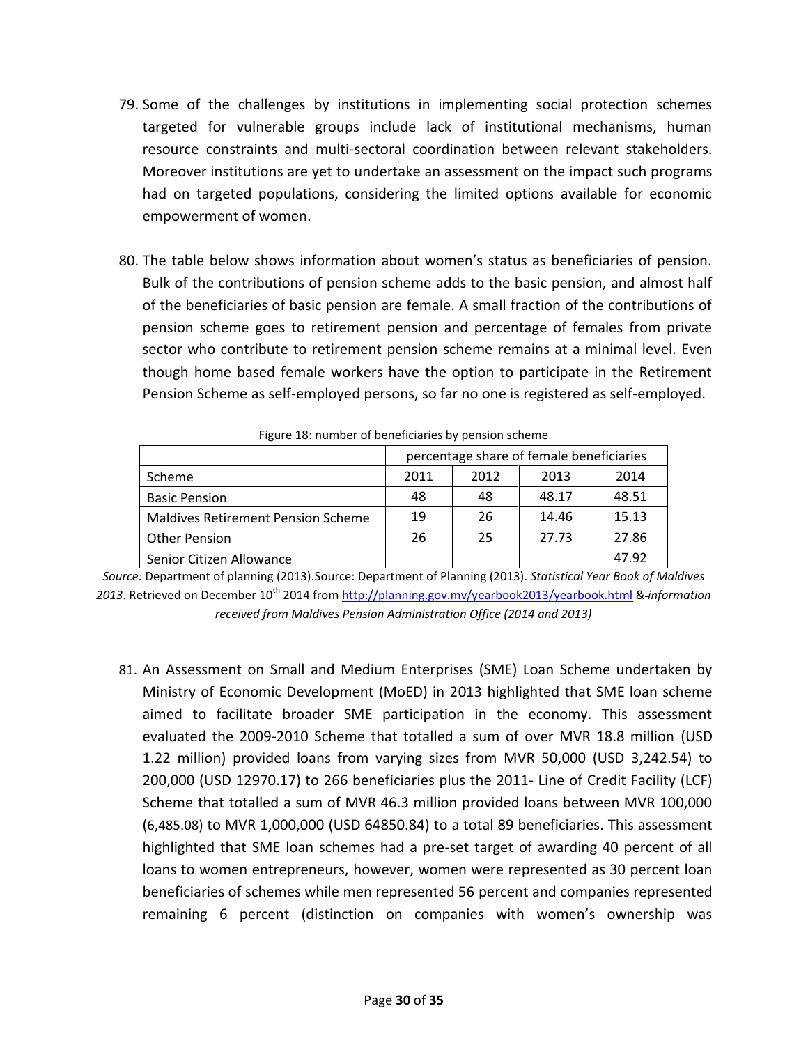79. Some of the challenges by institutions in implementing social protection schemes targeted for vulnerable groups include lack of institutional mechanisms, human resource constraints and multi-sectoral coordination between relevant stakeholders. Moreover institutions are yet to undertake an assessment on the impact such programs had on targeted populations, considering the limited options available for economic empowerment of women.

80. The table below shows information about women's status as beneficiaries of pension. Bulk of the contributions of pension scheme adds to the basic pension, and almost half of the beneficiaries of basic pension are female. A small fraction of the contributions of pension scheme goes to retirement pension and percentage of females from private sector who contribute to retirement pension scheme remains at a minimal level. Even though home based female workers have the option to participate in the Retirement Pension Scheme as self-employed persons, so far no one is registered as self-employed.

Figure 18: number of beneficiaries by pension scheme

| | percentage share of female beneficiaries | | | |
|---|---|---|---|---|
| Scheme | 2011 | 2012 | 2013 | 2014 |
| Basic Pension | 48 | 48 | 48.17 | 48.51 |
| Maldives Retirement Pension Scheme | 19 | 26 | 14.46 | 15.13 |
| Other Pension | 26 | 25 | 27.73 | 27.86 |
| Senior Citizen Allowance | | | | 47.92 |

*Source:* Department of planning (2013).Source: Department of Planning (2013). *Statistical Year Book of Maldives 2013*. Retrieved on December 10th 2014 from http://planning.gov.mv/yearbook2013/yearbook.html & *information received from Maldives Pension Administration Office (2014 and 2013)*

81. An Assessment on Small and Medium Enterprises (SME) Loan Scheme undertaken by Ministry of Economic Development (MoED) in 2013 highlighted that SME loan scheme aimed to facilitate broader SME participation in the economy. This assessment evaluated the 2009-2010 Scheme that totalled a sum of over MVR 18.8 million (USD 1.22 million) provided loans from varying sizes from MVR 50,000 (USD 3,242.54) to 200,000 (USD 12970.17) to 266 beneficiaries plus the 2011- Line of Credit Facility (LCF) Scheme that totalled a sum of MVR 46.3 million provided loans between MVR 100,000 (6,485.08) to MVR 1,000,000 (USD 64850.84) to a total 89 beneficiaries. This assessment highlighted that SME loan schemes had a pre-set target of awarding 40 percent of all loans to women entrepreneurs, however, women were represented as 30 percent loan beneficiaries of schemes while men represented 56 percent and companies represented remaining 6 percent (distinction on companies with women's ownership was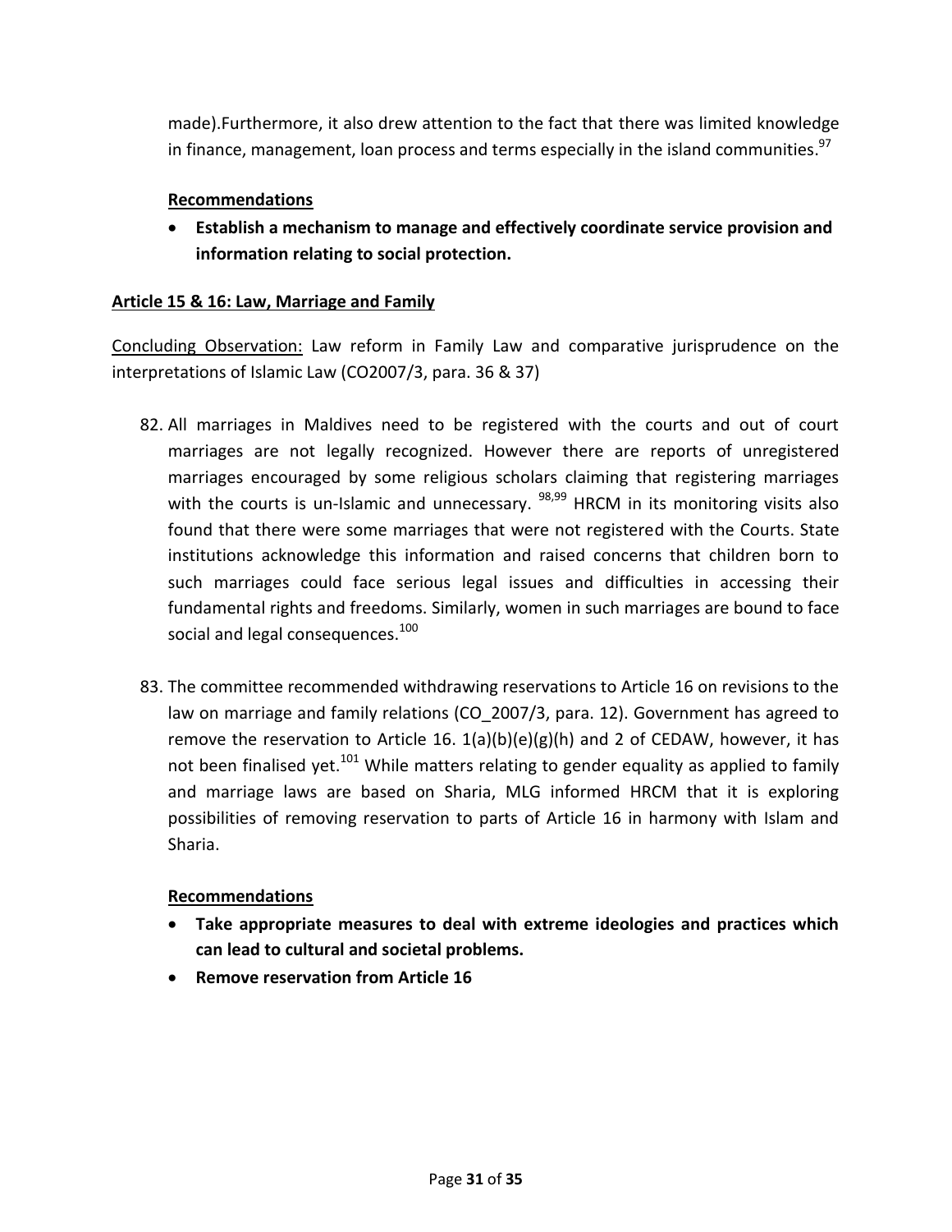made).Furthermore, it also drew attention to the fact that there was limited knowledge in finance, management, loan process and terms especially in the island communities.[97]

**Recommendations**

- **Establish a mechanism to manage and effectively coordinate service provision and information relating to social protection.**

**Article 15 & 16: Law, Marriage and Family**

Concluding Observation: Law reform in Family Law and comparative jurisprudence on the interpretations of Islamic Law (CO2007/3, para. 36 & 37)

82. All marriages in Maldives need to be registered with the courts and out of court marriages are not legally recognized. However there are reports of unregistered marriages encouraged by some religious scholars claiming that registering marriages with the courts is un-Islamic and unnecessary. [98,99] HRCM in its monitoring visits also found that there were some marriages that were not registered with the Courts. State institutions acknowledge this information and raised concerns that children born to such marriages could face serious legal issues and difficulties in accessing their fundamental rights and freedoms. Similarly, women in such marriages are bound to face social and legal consequences.[100]

83. The committee recommended withdrawing reservations to Article 16 on revisions to the law on marriage and family relations (CO_2007/3, para. 12). Government has agreed to remove the reservation to Article 16. 1(a)(b)(e)(g)(h) and 2 of CEDAW, however, it has not been finalised yet.[101] While matters relating to gender equality as applied to family and marriage laws are based on Sharia, MLG informed HRCM that it is exploring possibilities of removing reservation to parts of Article 16 in harmony with Islam and Sharia.

**Recommendations**

- **Take appropriate measures to deal with extreme ideologies and practices which can lead to cultural and societal problems.**
- **Remove reservation from Article 16**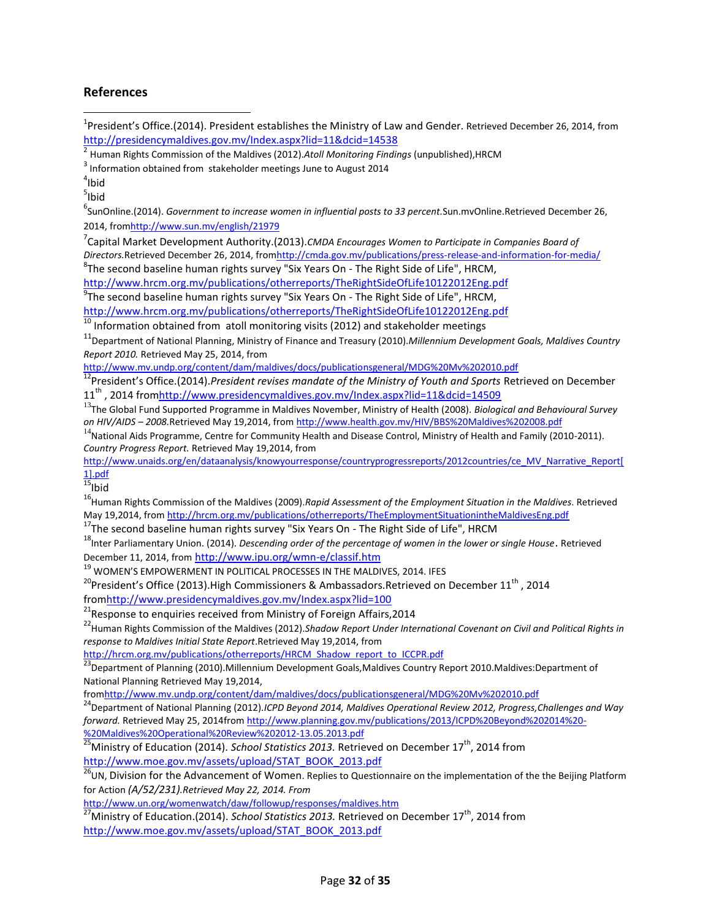## References

[1]President's Office.(2014). President establishes the Ministry of Law and Gender. Retrieved December 26, 2014, from http://presidencymaldives.gov.mv/Index.aspx?lid=11&dcid=14538

[2] Human Rights Commission of the Maldives (2012).*Atoll Monitoring Findings* (unpublished),HRCM

[3] Information obtained from stakeholder meetings June to August 2014

[4]Ibid

[5]Ibid

[6]SunOnline.(2014). *Government to increase women in influential posts to 33 percent.*Sun.mvOnline.Retrieved December 26, 2014, fromhttp://www.sun.mv/english/21979

[7]Capital Market Development Authority.(2013).*CMDA Encourages Women to Participate in Companies Board of Directors.*Retrieved December 26, 2014, fromhttp://cmda.gov.mv/publications/press-release-and-information-for-media/

[8]The second baseline human rights survey "Six Years On - The Right Side of Life", HRCM, http://www.hrcm.org.mv/publications/otherreports/TheRightSideOfLife10122012Eng.pdf

[9]The second baseline human rights survey "Six Years On - The Right Side of Life", HRCM, http://www.hrcm.org.mv/publications/otherreports/TheRightSideOfLife10122012Eng.pdf

[10] Information obtained from atoll monitoring visits (2012) and stakeholder meetings

[11]Department of National Planning, Ministry of Finance and Treasury (2010).*Millennium Development Goals, Maldives Country Report 2010.* Retrieved May 25, 2014, from http://www.mv.undp.org/content/dam/maldives/docs/publicationsgeneral/MDG%20Mv%202010.pdf

[12]President's Office.(2014).*President revises mandate of the Ministry of Youth and Sports* Retrieved on December 11th , 2014 fromhttp://www.presidencymaldives.gov.mv/Index.aspx?lid=11&dcid=14509

[13]The Global Fund Supported Programme in Maldives November, Ministry of Health (2008). *Biological and Behavioural Survey on HIV/AIDS – 2008.*Retrieved May 19,2014, from http://www.health.gov.mv/HIV/BBS%20Maldives%202008.pdf

[14]National Aids Programme, Centre for Community Health and Disease Control, Ministry of Health and Family (2010-2011). *Country Progress Report.* Retrieved May 19,2014, from http://www.unaids.org/en/dataanalysis/knowyourresponse/countryprogressreports/2012countries/ce_MV_Narrative_Report[1].pdf

[15]Ibid

[16]Human Rights Commission of the Maldives (2009).*Rapid Assessment of the Employment Situation in the Maldives*. Retrieved May 19,2014, from http://hrcm.org.mv/publications/otherreports/TheEmploymentSituationintheMaldivesEng.pdf

[17]The second baseline human rights survey "Six Years On - The Right Side of Life", HRCM

[18]Inter Parliamentary Union. (2014). *Descending order of the percentage of women in the lower or single House*. Retrieved December 11, 2014, from http://www.ipu.org/wmn-e/classif.htm

[19] WOMEN'S EMPOWERMENT IN POLITICAL PROCESSES IN THE MALDIVES, 2014. IFES

[20]President's Office (2013).High Commissioners & Ambassadors.Retrieved on December 11th , 2014 fromhttp://www.presidencymaldives.gov.mv/Index.aspx?lid=100

[21]Response to enquiries received from Ministry of Foreign Affairs,2014

[22]Human Rights Commission of the Maldives (2012).*Shadow Report Under International Covenant on Civil and Political Rights in response to Maldives Initial State Report*.Retrieved May 19,2014, from http://hrcm.org.mv/publications/otherreports/HRCM_Shadow_report_to_ICCPR.pdf

[23]Department of Planning (2010).Millennium Development Goals,Maldives Country Report 2010.Maldives:Department of National Planning Retrieved May 19,2014, fromhttp://www.mv.undp.org/content/dam/maldives/docs/publicationsgeneral/MDG%20Mv%202010.pdf

[24]Department of National Planning (2012).*ICPD Beyond 2014, Maldives Operational Review 2012, Progress,Challenges and Way forward.* Retrieved May 25, 2014from http://www.planning.gov.mv/publications/2013/ICPD%20Beyond%202014%20-%20Maldives%20Operational%20Review%202012-13.05.2013.pdf

[25]Ministry of Education (2014). *School Statistics 2013.* Retrieved on December 17th, 2014 from http://www.moe.gov.mv/assets/upload/STAT_BOOK_2013.pdf

[26]UN, Division for the Advancement of Women. Replies to Questionnaire on the implementation of the the Beijing Platform for Action *(A/52/231).Retrieved May 22, 2014. From* http://www.un.org/womenwatch/daw/followup/responses/maldives.htm

[27]Ministry of Education.(2014). *School Statistics 2013.* Retrieved on December 17th, 2014 from http://www.moe.gov.mv/assets/upload/STAT_BOOK_2013.pdf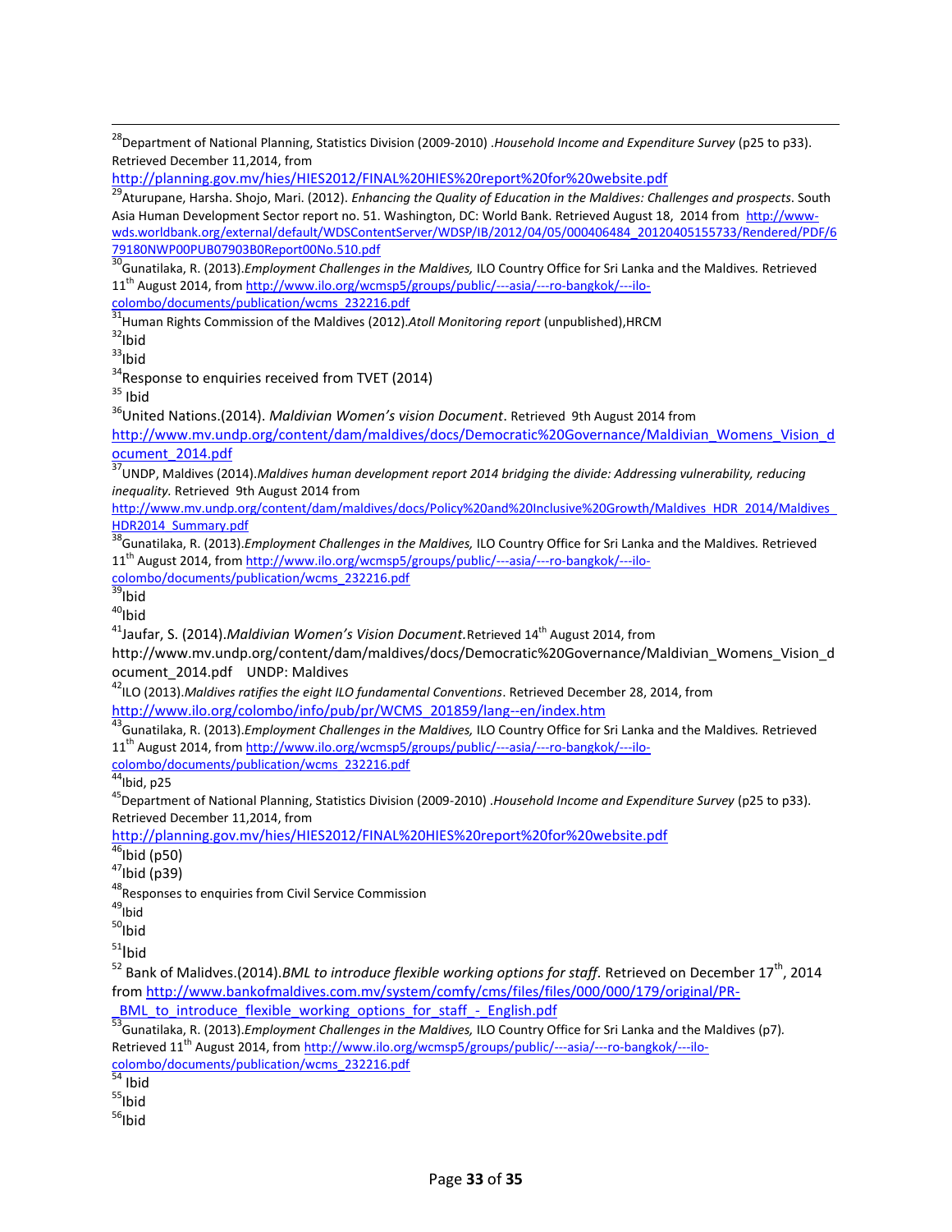[28]Department of National Planning, Statistics Division (2009-2010) .*Household Income and Expenditure Survey* (p25 to p33). Retrieved December 11,2014, from http://planning.gov.mv/hies/HIES2012/FINAL%20HIES%20report%20for%20website.pdf

[29]Aturupane, Harsha. Shojo, Mari. (2012). *Enhancing the Quality of Education in the Maldives: Challenges and prospects*. South Asia Human Development Sector report no. 51. Washington, DC: World Bank. Retrieved August 18, 2014 from http://www-wds.worldbank.org/external/default/WDSContentServer/WDSP/IB/2012/04/05/000406484_20120405155733/Rendered/PDF/679180NWP00PUB07903B0Report00No.510.pdf

[30]Gunatilaka, R. (2013).*Employment Challenges in the Maldives,* ILO Country Office for Sri Lanka and the Maldives. Retrieved 11th August 2014, from http://www.ilo.org/wcmsp5/groups/public/---asia/---ro-bangkok/---ilo-colombo/documents/publication/wcms_232216.pdf

[31]Human Rights Commission of the Maldives (2012).*Atoll Monitoring report* (unpublished),HRCM

[32]Ibid

[33]Ibid

[34]Response to enquiries received from TVET (2014)

[35] Ibid

[36]United Nations.(2014). *Maldivian Women's vision Document*. Retrieved 9th August 2014 from http://www.mv.undp.org/content/dam/maldives/docs/Democratic%20Governance/Maldivian_Womens_Vision_document_2014.pdf

[37]UNDP, Maldives (2014).*Maldives human development report 2014 bridging the divide: Addressing vulnerability, reducing inequality.* Retrieved 9th August 2014 from http://www.mv.undp.org/content/dam/maldives/docs/Policy%20and%20Inclusive%20Growth/Maldives_HDR_2014/Maldives_HDR2014_Summary.pdf

[38]Gunatilaka, R. (2013).*Employment Challenges in the Maldives,* ILO Country Office for Sri Lanka and the Maldives. Retrieved 11th August 2014, from http://www.ilo.org/wcmsp5/groups/public/---asia/---ro-bangkok/---ilo-colombo/documents/publication/wcms_232216.pdf

[39]Ibid

[40]Ibid

[41]Jaufar, S. (2014).*Maldivian Women's Vision Document.*Retrieved 14th August 2014, from http://www.mv.undp.org/content/dam/maldives/docs/Democratic%20Governance/Maldivian_Womens_Vision_document_2014.pdf UNDP: Maldives

[42]ILO (2013).*Maldives ratifies the eight ILO fundamental Conventions*. Retrieved December 28, 2014, from http://www.ilo.org/colombo/info/pub/pr/WCMS_201859/lang--en/index.htm

[43]Gunatilaka, R. (2013).*Employment Challenges in the Maldives,* ILO Country Office for Sri Lanka and the Maldives. Retrieved 11th August 2014, from http://www.ilo.org/wcmsp5/groups/public/---asia/---ro-bangkok/---ilo-colombo/documents/publication/wcms_232216.pdf

[44]Ibid, p25

[45]Department of National Planning, Statistics Division (2009-2010) .*Household Income and Expenditure Survey* (p25 to p33). Retrieved December 11,2014, from http://planning.gov.mv/hies/HIES2012/FINAL%20HIES%20report%20for%20website.pdf

[46]Ibid (p50)

[47]Ibid (p39)

[48]Responses to enquiries from Civil Service Commission

[49]Ibid

[50]Ibid

[51]Ibid

[52] Bank of Malidves.(2014).*BML to introduce flexible working options for staff.* Retrieved on December 17th, 2014 from http://www.bankofmaldives.com.mv/system/comfy/cms/files/files/000/000/179/original/PR-_BML_to_introduce_flexible_working_options_for_staff_-_English.pdf

[53]Gunatilaka, R. (2013).*Employment Challenges in the Maldives,* ILO Country Office for Sri Lanka and the Maldives (p7). Retrieved 11th August 2014, from http://www.ilo.org/wcmsp5/groups/public/---asia/---ro-bangkok/---ilo-colombo/documents/publication/wcms_232216.pdf

[54] Ibid

[55]Ibid

[56]Ibid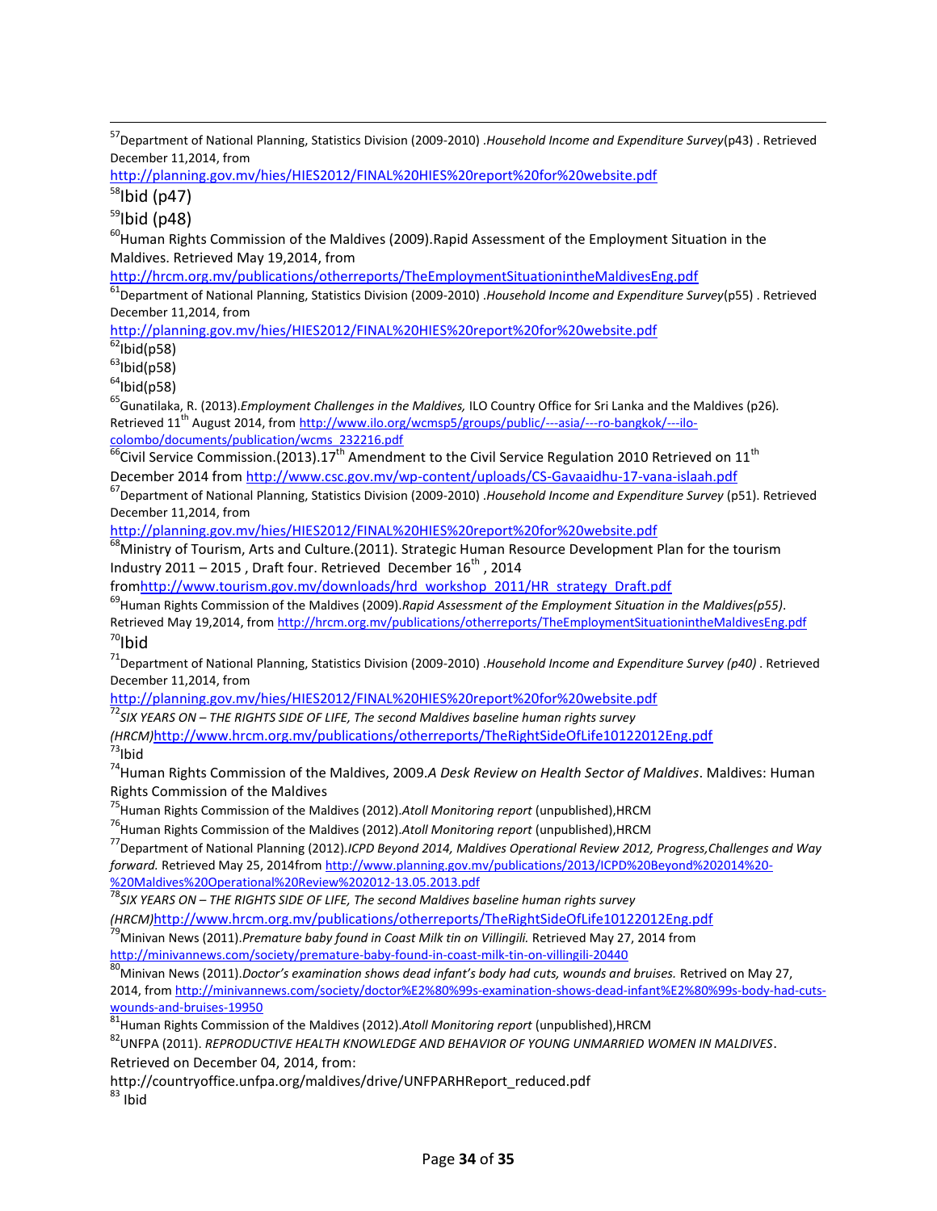[57]Department of National Planning, Statistics Division (2009-2010) .*Household Income and Expenditure Survey*(p43) . Retrieved December 11,2014, from http://planning.gov.mv/hies/HIES2012/FINAL%20HIES%20report%20for%20website.pdf

[58]Ibid (p47)

[59]Ibid (p48)

[60]Human Rights Commission of the Maldives (2009).Rapid Assessment of the Employment Situation in the Maldives. Retrieved May 19,2014, from http://hrcm.org.mv/publications/otherreports/TheEmploymentSituationintheMaldivesEng.pdf

[61]Department of National Planning, Statistics Division (2009-2010) .*Household Income and Expenditure Survey*(p55) . Retrieved December 11,2014, from http://planning.gov.mv/hies/HIES2012/FINAL%20HIES%20report%20for%20website.pdf

[62]Ibid(p58)

[63]Ibid(p58)

[64]Ibid(p58)

[65]Gunatilaka, R. (2013).*Employment Challenges in the Maldives,* ILO Country Office for Sri Lanka and the Maldives (p26). Retrieved 11th August 2014, from http://www.ilo.org/wcmsp5/groups/public/---asia/---ro-bangkok/---ilo-colombo/documents/publication/wcms_232216.pdf

[66]Civil Service Commission.(2013).17th Amendment to the Civil Service Regulation 2010 Retrieved on 11th December 2014 from http://www.csc.gov.mv/wp-content/uploads/CS-Gavaaidhu-17-vana-islaah.pdf

[67]Department of National Planning, Statistics Division (2009-2010) .*Household Income and Expenditure Survey* (p51). Retrieved December 11,2014, from http://planning.gov.mv/hies/HIES2012/FINAL%20HIES%20report%20for%20website.pdf

[68]Ministry of Tourism, Arts and Culture.(2011). Strategic Human Resource Development Plan for the tourism Industry 2011 – 2015 , Draft four. Retrieved December 16th , 2014 fromhttp://www.tourism.gov.mv/downloads/hrd_workshop_2011/HR_strategy_Draft.pdf

[69]Human Rights Commission of the Maldives (2009).*Rapid Assessment of the Employment Situation in the Maldives(p55)*. Retrieved May 19,2014, from http://hrcm.org.mv/publications/otherreports/TheEmploymentSituationintheMaldivesEng.pdf

[70]Ibid

[71]Department of National Planning, Statistics Division (2009-2010) .*Household Income and Expenditure Survey (p40)* . Retrieved December 11,2014, from http://planning.gov.mv/hies/HIES2012/FINAL%20HIES%20report%20for%20website.pdf

[72]*SIX YEARS ON – THE RIGHTS SIDE OF LIFE, The second Maldives baseline human rights survey (HRCM)*http://www.hrcm.org.mv/publications/otherreports/TheRightSideOfLife10122012Eng.pdf

[73]Ibid

[74]Human Rights Commission of the Maldives, 2009.*A Desk Review on Health Sector of Maldives*. Maldives: Human Rights Commission of the Maldives

[75]Human Rights Commission of the Maldives (2012).*Atoll Monitoring report* (unpublished),HRCM

[76]Human Rights Commission of the Maldives (2012).*Atoll Monitoring report* (unpublished),HRCM

[77]Department of National Planning (2012).*ICPD Beyond 2014, Maldives Operational Review 2012, Progress,Challenges and Way forward.* Retrieved May 25, 2014from http://www.planning.gov.mv/publications/2013/ICPD%20Beyond%202014%20-%20Maldives%20Operational%20Review%202012-13.05.2013.pdf

[78]*SIX YEARS ON – THE RIGHTS SIDE OF LIFE, The second Maldives baseline human rights survey (HRCM)*http://www.hrcm.org.mv/publications/otherreports/TheRightSideOfLife10122012Eng.pdf

[79]Minivan News (2011).*Premature baby found in Coast Milk tin on Villingili.* Retrieved May 27, 2014 from http://minivannews.com/society/premature-baby-found-in-coast-milk-tin-on-villingili-20440

[80]Minivan News (2011).*Doctor's examination shows dead infant's body had cuts, wounds and bruises.* Retrived on May 27, 2014, from http://minivannews.com/society/doctor%E2%80%99s-examination-shows-dead-infant%E2%80%99s-body-had-cuts-wounds-and-bruises-19950

[81]Human Rights Commission of the Maldives (2012).*Atoll Monitoring report* (unpublished),HRCM

[82]UNFPA (2011). *REPRODUCTIVE HEALTH KNOWLEDGE AND BEHAVIOR OF YOUNG UNMARRIED WOMEN IN MALDIVES*. Retrieved on December 04, 2014, from: http://countryoffice.unfpa.org/maldives/drive/UNFPARHReport_reduced.pdf

[83] Ibid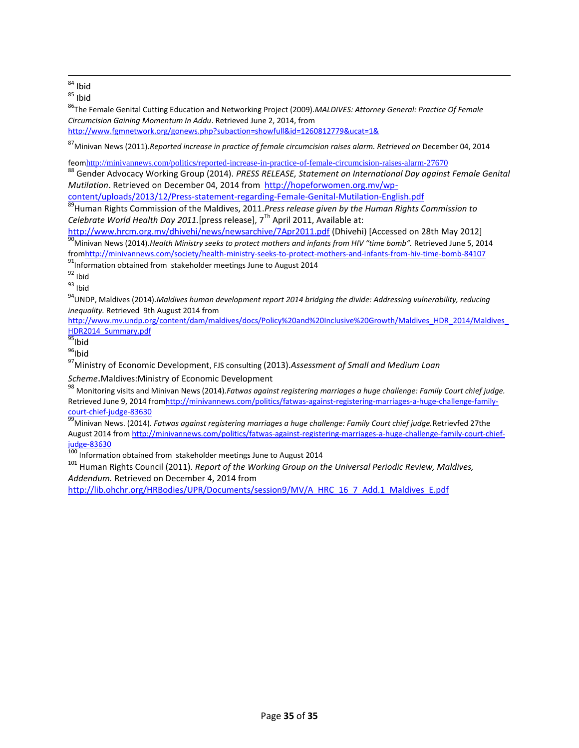[84] Ibid

[85] Ibid

[86]The Female Genital Cutting Education and Networking Project (2009).*MALDIVES: Attorney General: Practice Of Female Circumcision Gaining Momentum In Addu*. Retrieved June 2, 2014, from http://www.fgmnetwork.org/gonews.php?subaction=showfull&id=1260812779&ucat=1&

[87]Minivan News (2011).*Reported increase in practice of female circumcision raises alarm. Retrieved on* December 04, 2014 feomhttp://minivannews.com/politics/reported-increase-in-practice-of-female-circumcision-raises-alarm-27670

[88] Gender Advocacy Working Group (2014). *PRESS RELEASE, Statement on International Day against Female Genital Mutilation*. Retrieved on December 04, 2014 from http://hopeforwomen.org.mv/wp-content/uploads/2013/12/Press-statement-regarding-Female-Genital-Mutilation-English.pdf

[89]Human Rights Commission of the Maldives, 2011.*Press release given by the Human Rights Commission to Celebrate World Health Day 2011*.[press release], 7Th April 2011, Available at: http://www.hrcm.org.mv/dhivehi/news/newsarchive/7Apr2011.pdf (Dhivehi) [Accessed on 28th May 2012]

[90]Minivan News (2014).*Health Ministry seeks to protect mothers and infants from HIV "time bomb".* Retrieved June 5, 2014 fromhttp://minivannews.com/society/health-ministry-seeks-to-protect-mothers-and-infants-from-hiv-time-bomb-84107

[91]Information obtained from stakeholder meetings June to August 2014

[92] Ibid

[93] Ibid

[94]UNDP, Maldives (2014).*Maldives human development report 2014 bridging the divide: Addressing vulnerability, reducing inequality.* Retrieved 9th August 2014 from http://www.mv.undp.org/content/dam/maldives/docs/Policy%20and%20Inclusive%20Growth/Maldives_HDR_2014/Maldives_HDR2014_Summary.pdf

[95]Ibid

[96]Ibid

[97]Ministry of Economic Development, FJS consulting (2013).*Assessment of Small and Medium Loan Scheme*.Maldives:Ministry of Economic Development

[98] Monitoring visits and Minivan News (2014).*Fatwas against registering marriages a huge challenge: Family Court chief judge.* Retrieved June 9, 2014 fromhttp://minivannews.com/politics/fatwas-against-registering-marriages-a-huge-challenge-family-court-chief-judge-83630

[99]Minivan News. (2014). *Fatwas against registering marriages a huge challenge: Family Court chief judge.*Retrievfed 27the August 2014 from http://minivannews.com/politics/fatwas-against-registering-marriages-a-huge-challenge-family-court-chief-judge-83630

[100] Information obtained from stakeholder meetings June to August 2014

[101] Human Rights Council (2011). *Report of the Working Group on the Universal Periodic Review, Maldives, Addendum.* Retrieved on December 4, 2014 from http://lib.ohchr.org/HRBodies/UPR/Documents/session9/MV/A_HRC_16_7_Add.1_Maldives_E.pdf